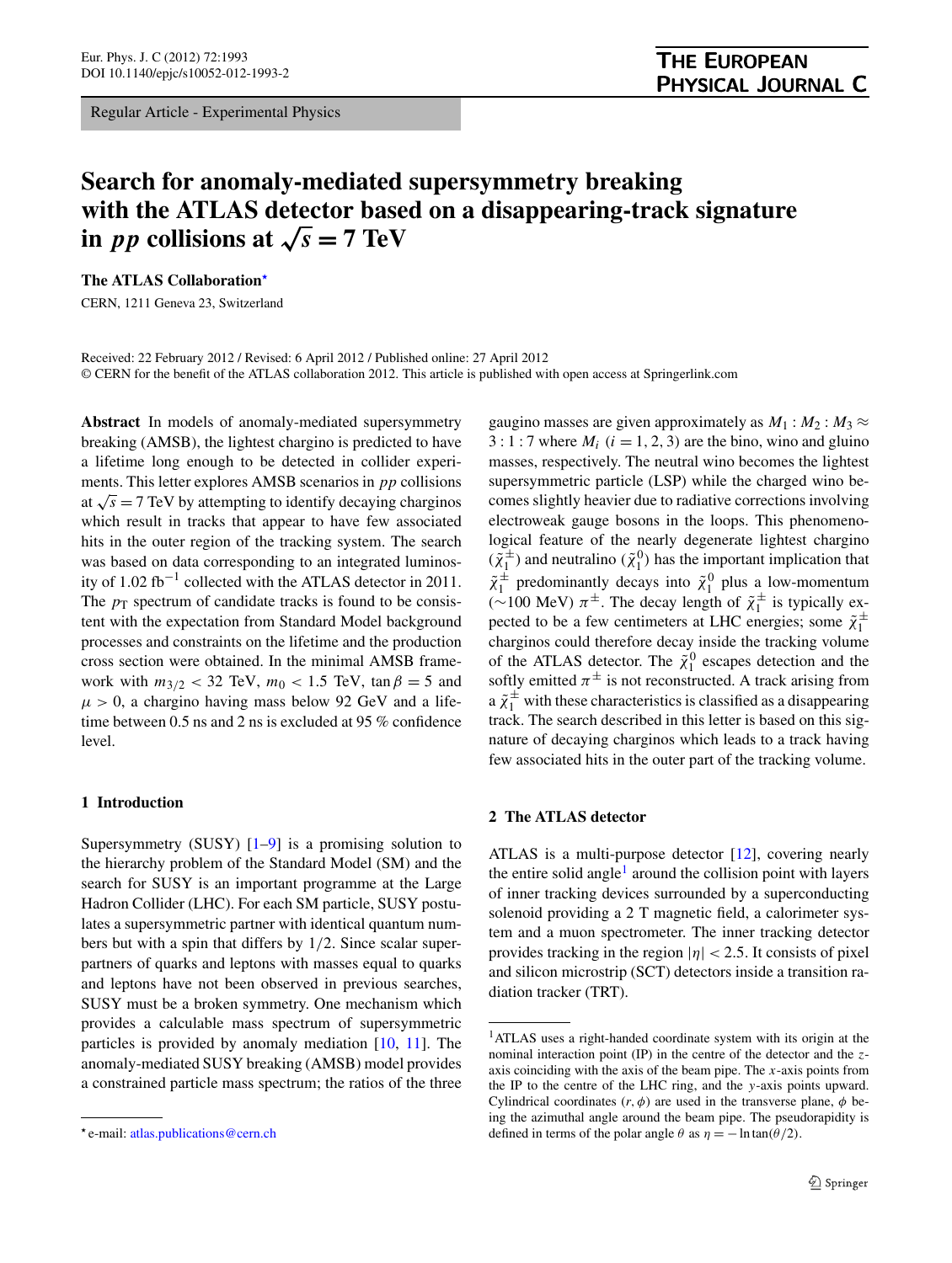Regular Article - Experimental Physics

# Search for anomaly-mediated supersymmetry breaking with the ATLAS detector based on a disappearing-track signature in $pp$ collisions at $\sqrt{s} = 7$ TeV

**The ATLAS Collaboration***

CERN, 1211 Geneva 23, Switzerland

Received: 22 February 2012 / Revised: 6 April 2012 / Published online: 27 April 2012
© CERN for the benefit of the ATLAS collaboration 2012. This article is published with open access at Springerlink.com

**Abstract** In models of anomaly-mediated supersymmetry breaking (AMSB), the lightest chargino is predicted to have a lifetime long enough to be detected in collider experiments. This letter explores AMSB scenarios in $pp$ collisions at $\sqrt{s} = 7$ TeV by attempting to identify decaying charginos which result in tracks that appear to have few associated hits in the outer region of the tracking system. The search was based on data corresponding to an integrated luminosity of 1.02 fb$^{-1}$ collected with the ATLAS detector in 2011. The $p_T$ spectrum of candidate tracks is found to be consistent with the expectation from Standard Model background processes and constraints on the lifetime and the production cross section were obtained. In the minimal AMSB framework with $m_{3/2} < 32$ TeV, $m_0 < 1.5$ TeV, $\tan\beta = 5$ and $\mu > 0$, a chargino having mass below 92 GeV and a lifetime between 0.5 ns and 2 ns is excluded at 95 % confidence level.

## 1 Introduction

Supersymmetry (SUSY) [1–9] is a promising solution to the hierarchy problem of the Standard Model (SM) and the search for SUSY is an important programme at the Large Hadron Collider (LHC). For each SM particle, SUSY postulates a supersymmetric partner with identical quantum numbers but with a spin that differs by 1/2. Since scalar superpartners of quarks and leptons with masses equal to quarks and leptons have not been observed in previous searches, SUSY must be a broken symmetry. One mechanism which provides a calculable mass spectrum of supersymmetric particles is provided by anomaly mediation [10, 11]. The anomaly-mediated SUSY breaking (AMSB) model provides a constrained particle mass spectrum; the ratios of the three gaugino masses are given approximately as $M_1 : M_2 : M_3 \approx 3 : 1 : 7$ where $M_i$ ($i = 1, 2, 3$) are the bino, wino and gluino masses, respectively. The neutral wino becomes the lightest supersymmetric particle (LSP) while the charged wino becomes slightly heavier due to radiative corrections involving electroweak gauge bosons in the loops. This phenomenological feature of the nearly degenerate lightest chargino ($\tilde{\chi}_1^{\pm}$) and neutralino ($\tilde{\chi}_1^0$) has the important implication that $\tilde{\chi}_1^{\pm}$ predominantly decays into $\tilde{\chi}_1^0$ plus a low-momentum ($\sim$100 MeV) $\pi^{\pm}$. The decay length of $\tilde{\chi}_1^{\pm}$ is typically expected to be a few centimeters at LHC energies; some $\tilde{\chi}_1^{\pm}$ charginos could therefore decay inside the tracking volume of the ATLAS detector. The $\tilde{\chi}_1^0$ escapes detection and the softly emitted $\pi^{\pm}$ is not reconstructed. A track arising from a $\tilde{\chi}_1^{\pm}$ with these characteristics is classified as a disappearing track. The search described in this letter is based on this signature of decaying charginos which leads to a track having few associated hits in the outer part of the tracking volume.

## 2 The ATLAS detector

ATLAS is a multi-purpose detector [12], covering nearly the entire solid angle[1] around the collision point with layers of inner tracking devices surrounded by a superconducting solenoid providing a 2 T magnetic field, a calorimeter system and a muon spectrometer. The inner tracking detector provides tracking in the region $|\eta| < 2.5$. It consists of pixel and silicon microstrip (SCT) detectors inside a transition radiation tracker (TRT).

[1] ATLAS uses a right-handed coordinate system with its origin at the nominal interaction point (IP) in the centre of the detector and the $z$-axis coinciding with the axis of the beam pipe. The $x$-axis points from the IP to the centre of the LHC ring, and the $y$-axis points upward. Cylindrical coordinates $(r, \phi)$ are used in the transverse plane, $\phi$ being the azimuthal angle around the beam pipe. The pseudorapidity is defined in terms of the polar angle $\theta$ as $\eta = -\ln\tan(\theta/2)$.

* e-mail: atlas.publications@cern.ch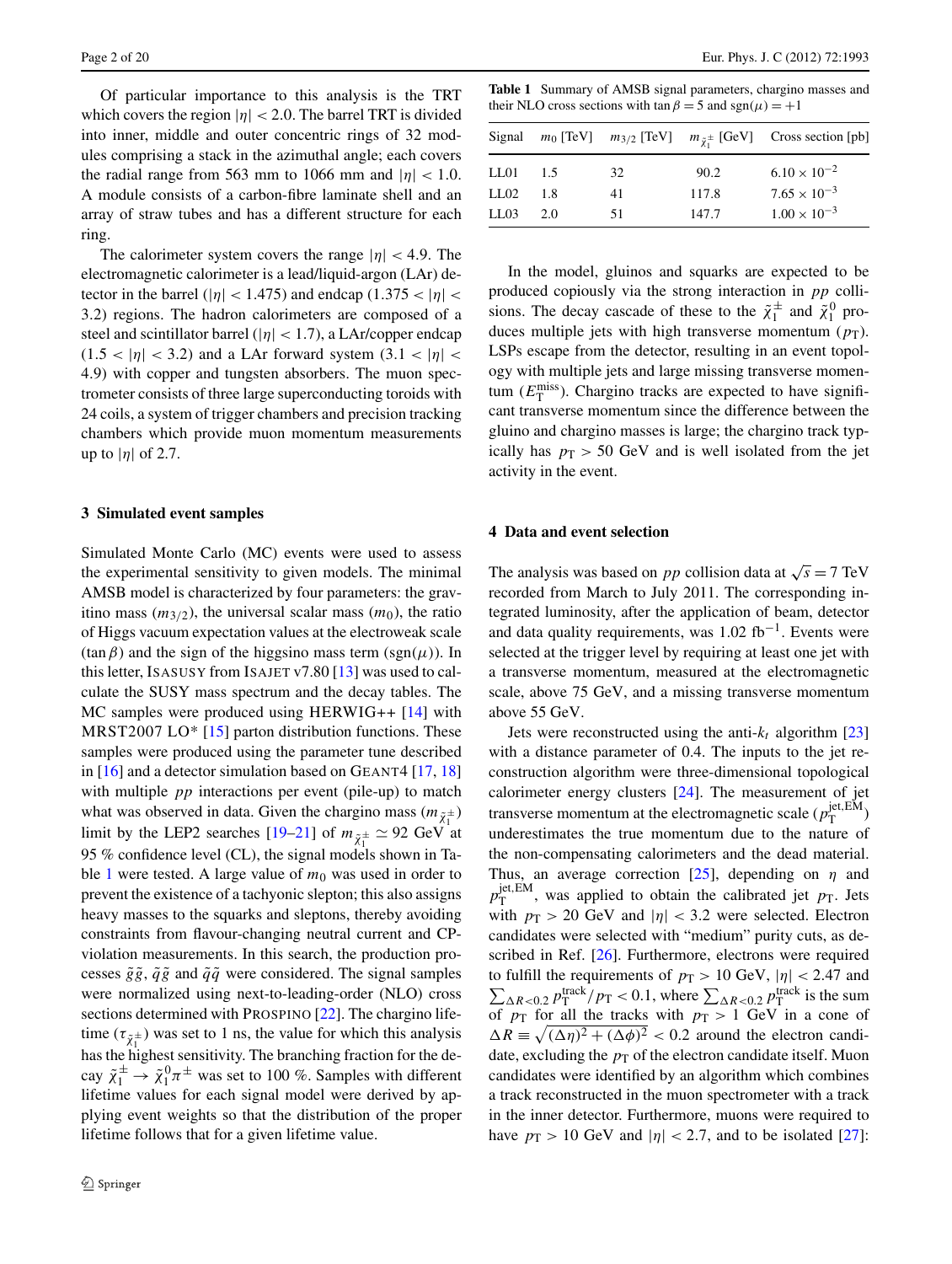Of particular importance to this analysis is the TRT which covers the region $|\eta| < 2.0$. The barrel TRT is divided into inner, middle and outer concentric rings of 32 modules comprising a stack in the azimuthal angle; each covers the radial range from 563 mm to 1066 mm and $|\eta| < 1.0$. A module consists of a carbon-fibre laminate shell and an array of straw tubes and has a different structure for each ring.

The calorimeter system covers the range $|\eta| < 4.9$. The electromagnetic calorimeter is a lead/liquid-argon (LAr) detector in the barrel ($|\eta| < 1.475$) and endcap ($1.375 < |\eta| < 3.2$) regions. The hadron calorimeters are composed of a steel and scintillator barrel ($|\eta| < 1.7$), a LAr/copper endcap ($1.5 < |\eta| < 3.2$) and a LAr forward system ($3.1 < |\eta| < 4.9$) with copper and tungsten absorbers. The muon spectrometer consists of three large superconducting toroids with 24 coils, a system of trigger chambers and precision tracking chambers which provide muon momentum measurements up to $|\eta|$ of 2.7.

## 3 Simulated event samples

Simulated Monte Carlo (MC) events were used to assess the experimental sensitivity to given models. The minimal AMSB model is characterized by four parameters: the gravitino mass ($m_{3/2}$), the universal scalar mass ($m_0$), the ratio of Higgs vacuum expectation values at the electroweak scale ($\tan\beta$) and the sign of the higgsino mass term ($\mathrm{sgn}(\mu)$). In this letter, ISASUSY from ISAJET v7.80 [13] was used to calculate the SUSY mass spectrum and the decay tables. The MC samples were produced using HERWIG++ [14] with MRST2007 LO* [15] parton distribution functions. These samples were produced using the parameter tune described in [16] and a detector simulation based on GEANT4 [17, 18] with multiple $pp$ interactions per event (pile-up) to match what was observed in data. Given the chargino mass ($m_{\tilde{\chi}_1^\pm}$) limit by the LEP2 searches [19–21] of $m_{\tilde{\chi}_1^\pm} \simeq 92$ GeV at 95 % confidence level (CL), the signal models shown in Table 1 were tested. A large value of $m_0$ was used in order to prevent the existence of a tachyonic slepton; this also assigns heavy masses to the squarks and sleptons, thereby avoiding constraints from flavour-changing neutral current and CP-violation measurements. In this search, the production processes $\tilde{g}\tilde{g}$, $\tilde{q}\tilde{g}$ and $\tilde{q}\tilde{q}$ were considered. The signal samples were normalized using next-to-leading-order (NLO) cross sections determined with PROSPINO [22]. The chargino lifetime ($\tau_{\tilde{\chi}_1^\pm}$) was set to 1 ns, the value for which this analysis has the highest sensitivity. The branching fraction for the decay $\tilde{\chi}_1^\pm \to \tilde{\chi}_1^0 \pi^\pm$ was set to 100 %. Samples with different lifetime values for each signal model were derived by applying event weights so that the distribution of the proper lifetime follows that for a given lifetime value.

**Table 1** Summary of AMSB signal parameters, chargino masses and their NLO cross sections with $\tan\beta = 5$ and $\mathrm{sgn}(\mu) = +1$

| Signal | $m_0$ [TeV] | $m_{3/2}$ [TeV] | $m_{\tilde{\chi}_1^\pm}$ [GeV] | Cross section [pb] |
|---|---|---|---|---|
| LL01 | 1.5 | 32 | 90.2 | $6.10 \times 10^{-2}$ |
| LL02 | 1.8 | 41 | 117.8 | $7.65 \times 10^{-3}$ |
| LL03 | 2.0 | 51 | 147.7 | $1.00 \times 10^{-3}$ |

In the model, gluinos and squarks are expected to be produced copiously via the strong interaction in $pp$ collisions. The decay cascade of these to the $\tilde{\chi}_1^\pm$ and $\tilde{\chi}_1^0$ produces multiple jets with high transverse momentum ($p_{\mathrm{T}}$). LSPs escape from the detector, resulting in an event topology with multiple jets and large missing transverse momentum ($E_{\mathrm{T}}^{\mathrm{miss}}$). Chargino tracks are expected to have significant transverse momentum since the difference between the gluino and chargino masses is large; the chargino track typically has $p_{\mathrm{T}} > 50$ GeV and is well isolated from the jet activity in the event.

## 4 Data and event selection

The analysis was based on $pp$ collision data at $\sqrt{s} = 7$ TeV recorded from March to July 2011. The corresponding integrated luminosity, after the application of beam, detector and data quality requirements, was 1.02 fb$^{-1}$. Events were selected at the trigger level by requiring at least one jet with a transverse momentum, measured at the electromagnetic scale, above 75 GeV, and a missing transverse momentum above 55 GeV.

Jets were reconstructed using the anti-$k_t$ algorithm [23] with a distance parameter of 0.4. The inputs to the jet reconstruction algorithm were three-dimensional topological calorimeter energy clusters [24]. The measurement of jet transverse momentum at the electromagnetic scale ($p_{\mathrm{T}}^{\mathrm{jet,EM}}$) underestimates the true momentum due to the nature of the non-compensating calorimeters and the dead material. Thus, an average correction [25], depending on $\eta$ and $p_{\mathrm{T}}^{\mathrm{jet,EM}}$, was applied to obtain the calibrated jet $p_{\mathrm{T}}$. Jets with $p_{\mathrm{T}} > 20$ GeV and $|\eta| < 3.2$ were selected. Electron candidates were selected with "medium" purity cuts, as described in Ref. [26]. Furthermore, electrons were required to fulfill the requirements of $p_{\mathrm{T}} > 10$ GeV, $|\eta| < 2.47$ and $\sum_{\Delta R<0.2} p_{\mathrm{T}}^{\mathrm{track}}/p_{\mathrm{T}} < 0.1$, where $\sum_{\Delta R<0.2} p_{\mathrm{T}}^{\mathrm{track}}$ is the sum of $p_{\mathrm{T}}$ for all the tracks with $p_{\mathrm{T}} > 1$ GeV in a cone of $\Delta R \equiv \sqrt{(\Delta\eta)^2 + (\Delta\phi)^2} < 0.2$ around the electron candidate, excluding the $p_{\mathrm{T}}$ of the electron candidate itself. Muon candidates were identified by an algorithm which combines a track reconstructed in the muon spectrometer with a track in the inner detector. Furthermore, muons were required to have $p_{\mathrm{T}} > 10$ GeV and $|\eta| < 2.7$, and to be isolated [27]: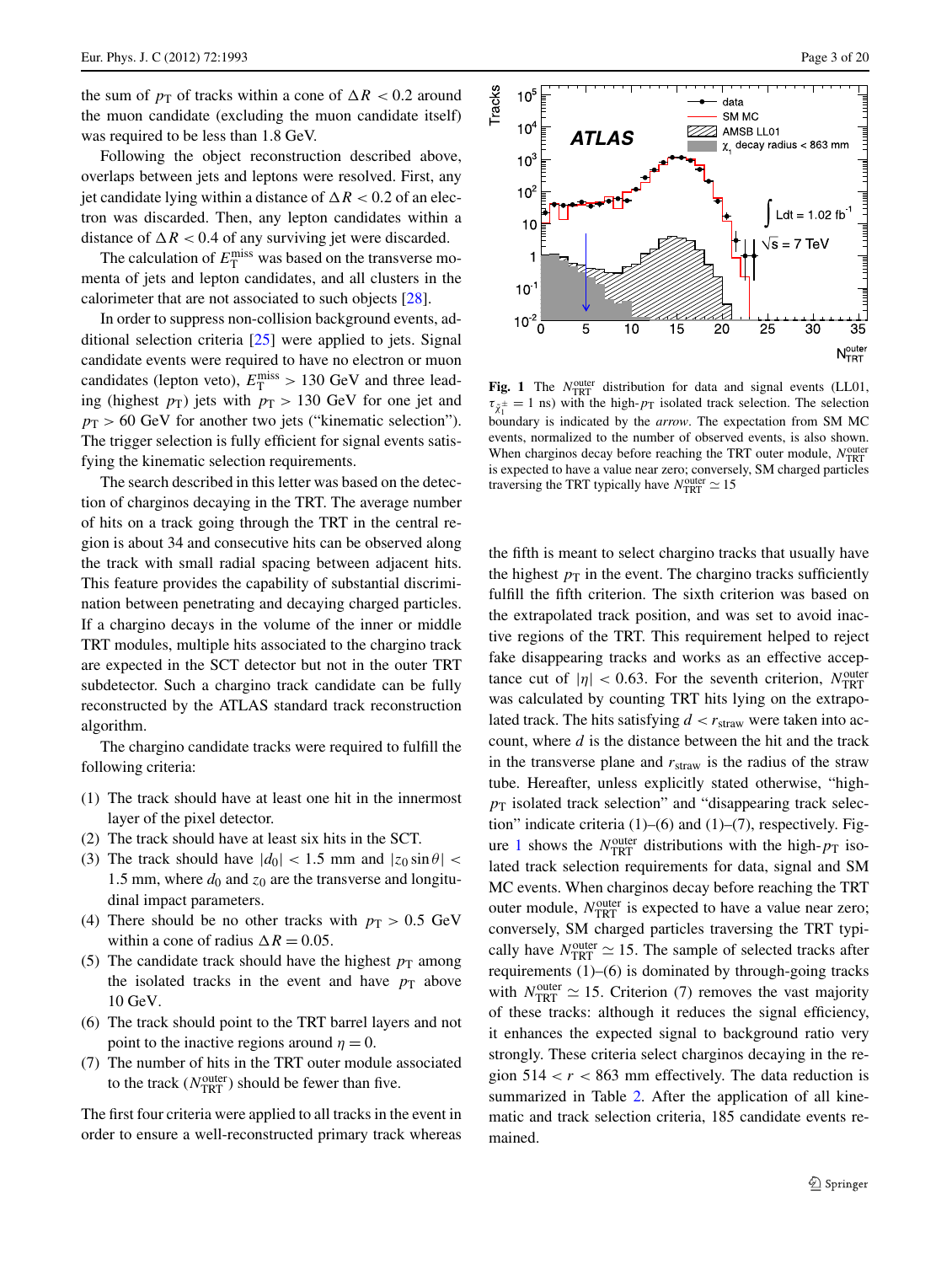the sum of $p_T$ of tracks within a cone of $\Delta R < 0.2$ around the muon candidate (excluding the muon candidate itself) was required to be less than 1.8 GeV.

Following the object reconstruction described above, overlaps between jets and leptons were resolved. First, any jet candidate lying within a distance of $\Delta R < 0.2$ of an electron was discarded. Then, any lepton candidates within a distance of $\Delta R < 0.4$ of any surviving jet were discarded.

The calculation of $E_T^{\rm miss}$ was based on the transverse momenta of jets and lepton candidates, and all clusters in the calorimeter that are not associated to such objects [28].

In order to suppress non-collision background events, additional selection criteria [25] were applied to jets. Signal candidate events were required to have no electron or muon candidates (lepton veto), $E_T^{\rm miss} > 130$ GeV and three leading (highest $p_T$) jets with $p_T > 130$ GeV for one jet and $p_T > 60$ GeV for another two jets ("kinematic selection"). The trigger selection is fully efficient for signal events satisfying the kinematic selection requirements.

The search described in this letter was based on the detection of charginos decaying in the TRT. The average number of hits on a track going through the TRT in the central region is about 34 and consecutive hits can be observed along the track with small radial spacing between adjacent hits. This feature provides the capability of substantial discrimination between penetrating and decaying charged particles. If a chargino decays in the volume of the inner or middle TRT modules, multiple hits associated to the chargino track are expected in the SCT detector but not in the outer TRT subdetector. Such a chargino track candidate can be fully reconstructed by the ATLAS standard track reconstruction algorithm.

The chargino candidate tracks were required to fulfill the following criteria:

1. The track should have at least one hit in the innermost layer of the pixel detector.
2. The track should have at least six hits in the SCT.
3. The track should have $|d_0| < 1.5$ mm and $|z_0 \sin\theta| < 1.5$ mm, where $d_0$ and $z_0$ are the transverse and longitudinal impact parameters.
4. There should be no other tracks with $p_T > 0.5$ GeV within a cone of radius $\Delta R = 0.05$.
5. The candidate track should have the highest $p_T$ among the isolated tracks in the event and have $p_T$ above 10 GeV.
6. The track should point to the TRT barrel layers and not point to the inactive regions around $\eta = 0$.
7. The number of hits in the TRT outer module associated to the track ($N_{\rm TRT}^{\rm outer}$) should be fewer than five.

The first four criteria were applied to all tracks in the event in order to ensure a well-reconstructed primary track whereas the fifth is meant to select chargino tracks that usually have the highest $p_T$ in the event. The chargino tracks sufficiently fulfill the fifth criterion. The sixth criterion was based on the extrapolated track position, and was set to avoid inactive regions of the TRT. This requirement helped to reject fake disappearing tracks and works as an effective acceptance cut of $|\eta| < 0.63$. For the seventh criterion, $N_{\rm TRT}^{\rm outer}$ was calculated by counting TRT hits lying on the extrapolated track. The hits satisfying $d < r_{\rm straw}$ were taken into account, where $d$ is the distance between the hit and the track in the transverse plane and $r_{\rm straw}$ is the radius of the straw tube. Hereafter, unless explicitly stated otherwise, "high-$p_T$ isolated track selection" and "disappearing track selection" indicate criteria (1)–(6) and (1)–(7), respectively. Figure 1 shows the $N_{\rm TRT}^{\rm outer}$ distributions with the high-$p_T$ isolated track selection requirements for data, signal and SM MC events. When charginos decay before reaching the TRT outer module, $N_{\rm TRT}^{\rm outer}$ is expected to have a value near zero; conversely, SM charged particles traversing the TRT typically have $N_{\rm TRT}^{\rm outer} \simeq 15$. The sample of selected tracks after requirements (1)–(6) is dominated by through-going tracks with $N_{\rm TRT}^{\rm outer} \simeq 15$. Criterion (7) removes the vast majority of these tracks: although it reduces the signal efficiency, it enhances the expected signal to background ratio very strongly. These criteria select charginos decaying in the region $514 < r < 863$ mm effectively. The data reduction is summarized in Table 2. After the application of all kinematic and track selection criteria, 185 candidate events remained.

**Fig. 1** The $N_{\rm TRT}^{\rm outer}$ distribution for data and signal events (LL01, $\tau_{\tilde{\chi}_1^\pm} = 1$ ns) with the high-$p_T$ isolated track selection. The selection boundary is indicated by the *arrow*. The expectation from SM MC events, normalized to the number of observed events, is also shown. When charginos decay before reaching the TRT outer module, $N_{\rm TRT}^{\rm outer}$ is expected to have a value near zero; conversely, SM charged particles traversing the TRT typically have $N_{\rm TRT}^{\rm outer} \simeq 15$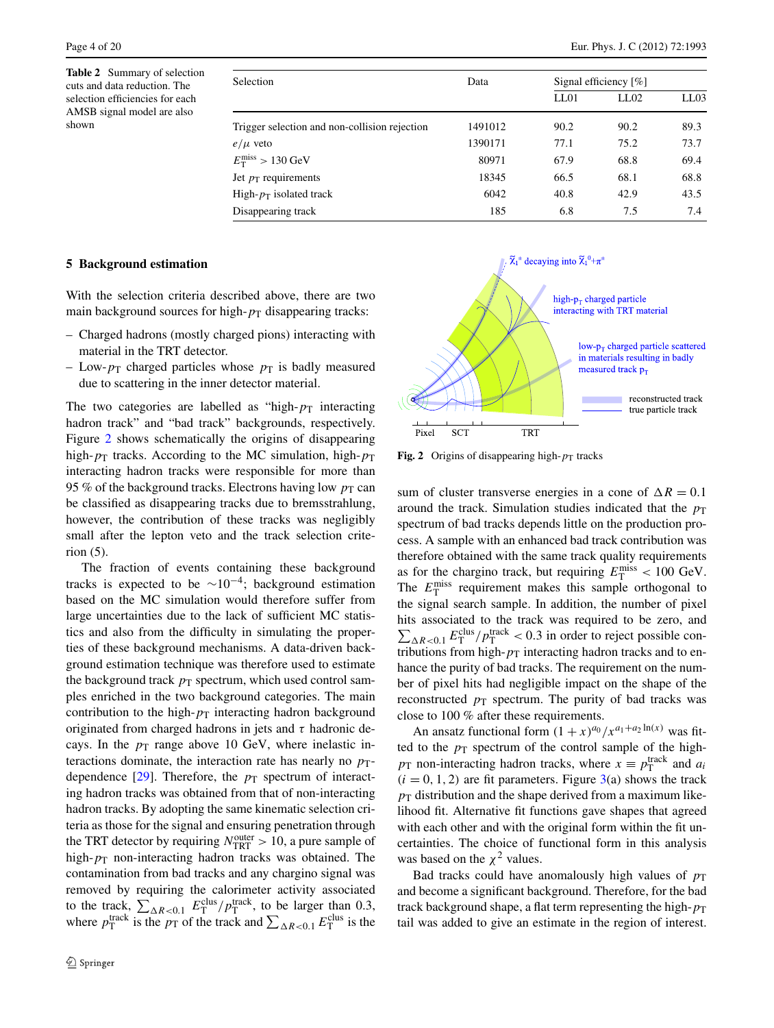**Table 2** Summary of selection cuts and data reduction. The selection efficiencies for each AMSB signal model are also shown

| Selection | Data | Signal efficiency [%] | | |
|---|---|---|---|---|
| | | LL01 | LL02 | LL03 |
| Trigger selection and non-collision rejection | 1491012 | 90.2 | 90.2 | 89.3 |
| $e/\mu$ veto | 1390171 | 77.1 | 75.2 | 73.7 |
| $E_T^{miss} > 130$ GeV | 80971 | 67.9 | 68.8 | 69.4 |
| Jet $p_T$ requirements | 18345 | 66.5 | 68.1 | 68.8 |
| High-$p_T$ isolated track | 6042 | 40.8 | 42.9 | 43.5 |
| Disappearing track | 185 | 6.8 | 7.5 | 7.4 |

## 5 Background estimation

With the selection criteria described above, there are two main background sources for high-$p_T$ disappearing tracks:

- Charged hadrons (mostly charged pions) interacting with material in the TRT detector.
- Low-$p_T$ charged particles whose $p_T$ is badly measured due to scattering in the inner detector material.

The two categories are labelled as "high-$p_T$ interacting hadron track" and "bad track" backgrounds, respectively. Figure 2 shows schematically the origins of disappearing high-$p_T$ tracks. According to the MC simulation, high-$p_T$ interacting hadron tracks were responsible for more than 95 % of the background tracks. Electrons having low $p_T$ can be classified as disappearing tracks due to bremsstrahlung, however, the contribution of these tracks was negligibly small after the lepton veto and the track selection criterion (5).

The fraction of events containing these background tracks is expected to be $\sim 10^{-4}$; background estimation based on the MC simulation would therefore suffer from large uncertainties due to the lack of sufficient MC statistics and also from the difficulty in simulating the properties of these background mechanisms. A data-driven background estimation technique was therefore used to estimate the background track $p_T$ spectrum, which used control samples enriched in the two background categories. The main contribution to the high-$p_T$ interacting hadron background originated from charged hadrons in jets and $\tau$ hadronic decays. In the $p_T$ range above 10 GeV, where inelastic interactions dominate, the interaction rate has nearly no $p_T$-dependence [29]. Therefore, the $p_T$ spectrum of interacting hadron tracks was obtained from that of non-interacting hadron tracks. By adopting the same kinematic selection criteria as those for the signal and ensuring penetration through the TRT detector by requiring $N_{TRT}^{outer} > 10$, a pure sample of high-$p_T$ non-interacting hadron tracks was obtained. The contamination from bad tracks and any chargino signal was removed by requiring the calorimeter activity associated to the track, $\sum_{\Delta R<0.1} E_T^{clus}/p_T^{track}$, to be larger than 0.3, where $p_T^{track}$ is the $p_T$ of the track and $\sum_{\Delta R<0.1} E_T^{clus}$ is the sum of cluster transverse energies in a cone of $\Delta R = 0.1$ around the track. Simulation studies indicated that the $p_T$ spectrum of bad tracks depends little on the production process. A sample with an enhanced bad track contribution was therefore obtained with the same track quality requirements as for the chargino track, but requiring $E_T^{miss} < 100$ GeV. The $E_T^{miss}$ requirement makes this sample orthogonal to the signal search sample. In addition, the number of pixel hits associated to the track was required to be zero, and $\sum_{\Delta R<0.1} E_T^{clus}/p_T^{track} < 0.3$ in order to reject possible contributions from high-$p_T$ interacting hadron tracks and to enhance the purity of bad tracks. The requirement on the number of pixel hits had negligible impact on the shape of the reconstructed $p_T$ spectrum. The purity of bad tracks was close to 100 % after these requirements.

Fig. 2 Origins of disappearing high-$p_T$ tracks

An ansatz functional form $(1+x)^{a_0}/x^{a_1+a_2\ln(x)}$ was fitted to the $p_T$ spectrum of the control sample of the high-$p_T$ non-interacting hadron tracks, where $x \equiv p_T^{track}$ and $a_i$ ($i = 0, 1, 2$) are fit parameters. Figure 3(a) shows the track $p_T$ distribution and the shape derived from a maximum likelihood fit. Alternative fit functions gave shapes that agreed with each other and with the original form within the fit uncertainties. The choice of functional form in this analysis was based on the $\chi^2$ values.

Bad tracks could have anomalously high values of $p_T$ and become a significant background. Therefore, for the bad track background shape, a flat term representing the high-$p_T$ tail was added to give an estimate in the region of interest.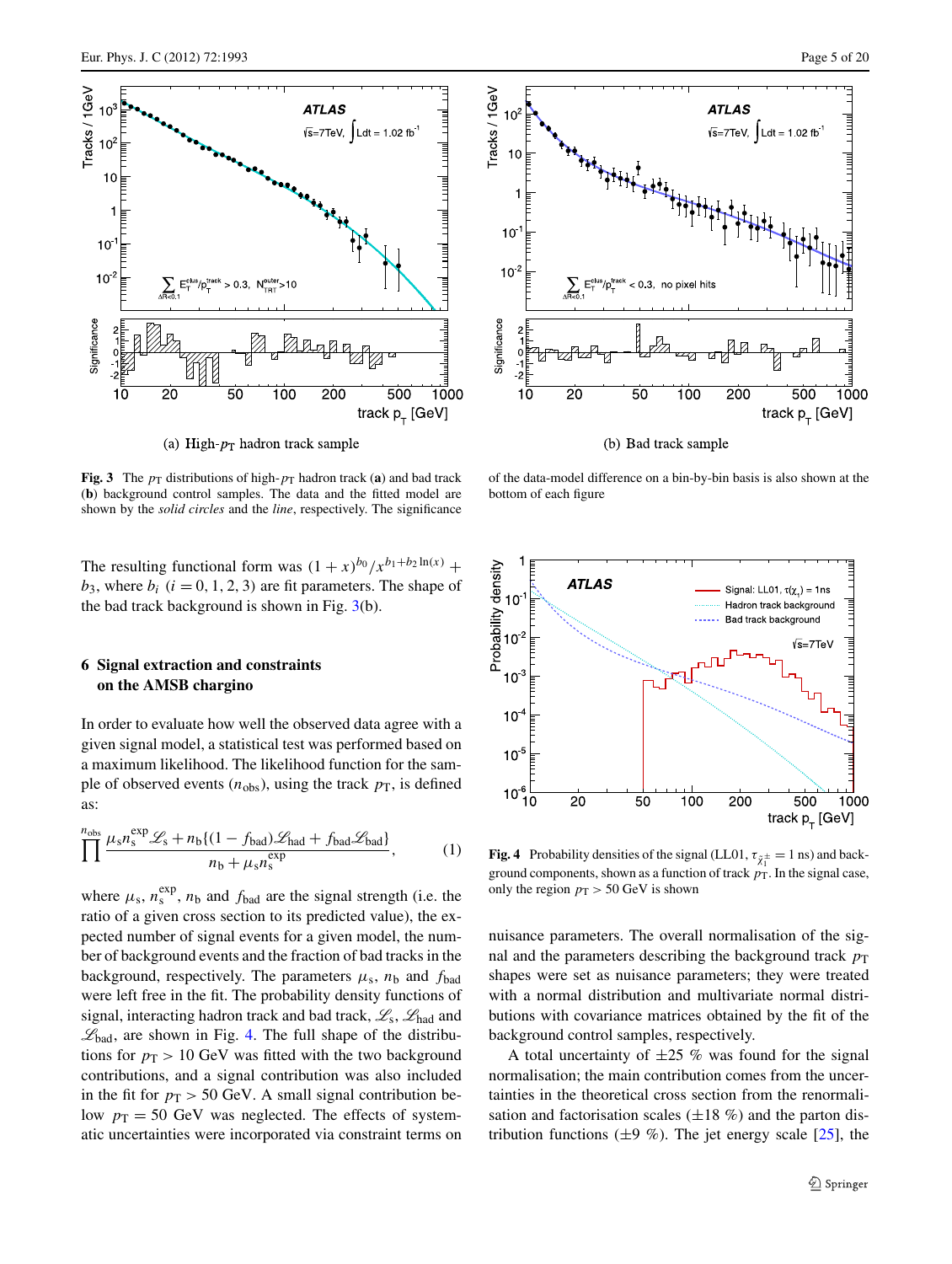(a) High-$p_T$ hadron track sample

(b) Bad track sample

**Fig. 3** The $p_T$ distributions of high-$p_T$ hadron track (**a**) and bad track (**b**) background control samples. The data and the fitted model are shown by the *solid circles* and the *line*, respectively. The significance of the data-model difference on a bin-by-bin basis is also shown at the bottom of each figure

The resulting functional form was $(1+x)^{b_0}/x^{b_1+b_2\ln(x)} + b_3$, where $b_i$ $(i = 0, 1, 2, 3)$ are fit parameters. The shape of the bad track background is shown in Fig. 3(b).

## 6 Signal extraction and constraints on the AMSB chargino

In order to evaluate how well the observed data agree with a given signal model, a statistical test was performed based on a maximum likelihood. The likelihood function for the sample of observed events ($n_{\text{obs}}$), using the track $p_T$, is defined as:

$$\prod^{n_{\text{obs}}} \frac{\mu_s n_s^{\text{exp}} \mathscr{L}_s + n_b\{(1-f_{\text{bad}})\mathscr{L}_{\text{had}} + f_{\text{bad}}\mathscr{L}_{\text{bad}}\}}{n_b + \mu_s n_s^{\text{exp}}}, \tag{1}$$

where $\mu_s$, $n_s^{\text{exp}}$, $n_b$ and $f_{\text{bad}}$ are the signal strength (i.e. the ratio of a given cross section to its predicted value), the expected number of signal events for a given model, the number of background events and the fraction of bad tracks in the background, respectively. The parameters $\mu_s$, $n_b$ and $f_{\text{bad}}$ were left free in the fit. The probability density functions of signal, interacting hadron track and bad track, $\mathscr{L}_s$, $\mathscr{L}_{\text{had}}$ and $\mathscr{L}_{\text{bad}}$, are shown in Fig. 4. The full shape of the distributions for $p_T > 10$ GeV was fitted with the two background contributions, and a signal contribution was also included in the fit for $p_T > 50$ GeV. A small signal contribution below $p_T = 50$ GeV was neglected. The effects of systematic uncertainties were incorporated via constraint terms on nuisance parameters. The overall normalisation of the signal and the parameters describing the background track $p_T$ shapes were set as nuisance parameters; they were treated with a normal distribution and multivariate normal distributions with covariance matrices obtained by the fit of the background control samples, respectively.

**Fig. 4** Probability densities of the signal (LL01, $\tau_{\tilde{\chi}_1^\pm} = 1$ ns) and background components, shown as a function of track $p_T$. In the signal case, only the region $p_T > 50$ GeV is shown

A total uncertainty of $\pm 25$ % was found for the signal normalisation; the main contribution comes from the uncertainties in the theoretical cross section from the renormalisation and factorisation scales ($\pm 18$ %) and the parton distribution functions ($\pm 9$ %). The jet energy scale [25], the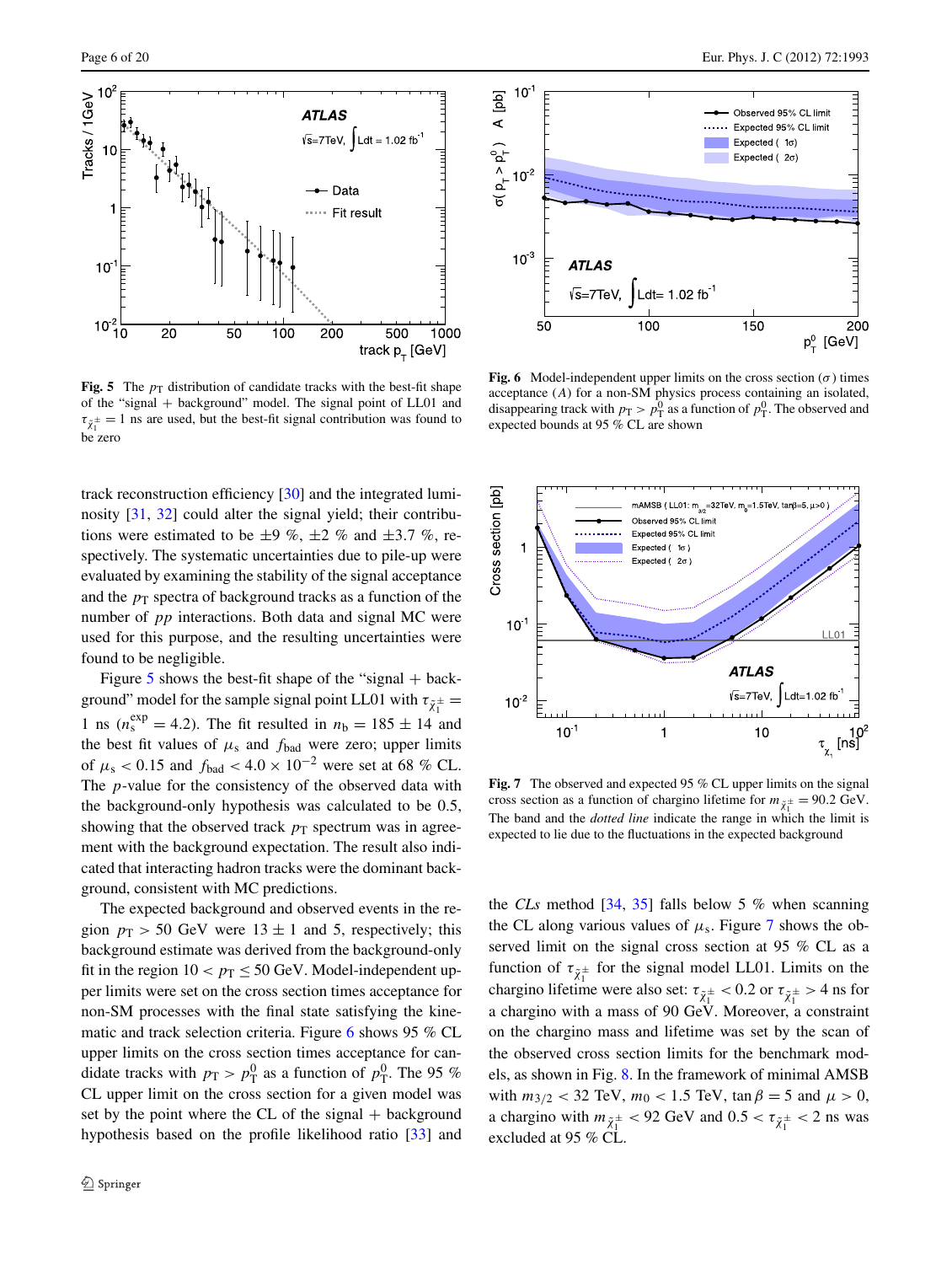**Fig. 5** The $p_T$ distribution of candidate tracks with the best-fit shape of the "signal + background" model. The signal point of LL01 and $\tau_{\tilde{\chi}_1^\pm} = 1$ ns are used, but the best-fit signal contribution was found to be zero

**Fig. 6** Model-independent upper limits on the cross section ($\sigma$) times acceptance ($A$) for a non-SM physics process containing an isolated, disappearing track with $p_T > p_T^0$ as a function of $p_T^0$. The observed and expected bounds at 95 % CL are shown

track reconstruction efficiency [30] and the integrated luminosity [31, 32] could alter the signal yield; their contributions were estimated to be $\pm 9$ %, $\pm 2$ % and $\pm 3.7$ %, respectively. The systematic uncertainties due to pile-up were evaluated by examining the stability of the signal acceptance and the $p_T$ spectra of background tracks as a function of the number of $pp$ interactions. Both data and signal MC were used for this purpose, and the resulting uncertainties were found to be negligible.

Figure 5 shows the best-fit shape of the "signal + background" model for the sample signal point LL01 with $\tau_{\tilde{\chi}_1^\pm} = 1$ ns ($n_s^{\text{exp}} = 4.2$). The fit resulted in $n_b = 185 \pm 14$ and the best fit values of $\mu_s$ and $f_{\text{bad}}$ were zero; upper limits of $\mu_s < 0.15$ and $f_{\text{bad}} < 4.0 \times 10^{-2}$ were set at 68 % CL. The $p$-value for the consistency of the observed data with the background-only hypothesis was calculated to be 0.5, showing that the observed track $p_T$ spectrum was in agreement with the background expectation. The result also indicated that interacting hadron tracks were the dominant background, consistent with MC predictions.

The expected background and observed events in the region $p_T > 50$ GeV were $13 \pm 1$ and 5, respectively; this background estimate was derived from the background-only fit in the region $10 < p_T \leq 50$ GeV. Model-independent upper limits were set on the cross section times acceptance for non-SM processes with the final state satisfying the kinematic and track selection criteria. Figure 6 shows 95 % CL upper limits on the cross section times acceptance for candidate tracks with $p_T > p_T^0$ as a function of $p_T^0$. The 95 % CL upper limit on the cross section for a given model was set by the point where the CL of the signal + background hypothesis based on the profile likelihood ratio [33] and the *CLs* method [34, 35] falls below 5 % when scanning the CL along various values of $\mu_s$. Figure 7 shows the observed limit on the signal cross section at 95 % CL as a function of $\tau_{\tilde{\chi}_1^\pm}$ for the signal model LL01. Limits on the chargino lifetime were also set: $\tau_{\tilde{\chi}_1^\pm} < 0.2$ or $\tau_{\tilde{\chi}_1^\pm} > 4$ ns for a chargino with a mass of 90 GeV. Moreover, a constraint on the chargino mass and lifetime was set by the scan of the observed cross section limits for the benchmark models, as shown in Fig. 8. In the framework of minimal AMSB with $m_{3/2} < 32$ TeV, $m_0 < 1.5$ TeV, $\tan\beta = 5$ and $\mu > 0$, a chargino with $m_{\tilde{\chi}_1^\pm} < 92$ GeV and $0.5 < \tau_{\tilde{\chi}_1^\pm} < 2$ ns was excluded at 95 % CL.

**Fig. 7** The observed and expected 95 % CL upper limits on the signal cross section as a function of chargino lifetime for $m_{\tilde{\chi}_1^\pm} = 90.2$ GeV. The band and the *dotted line* indicate the range in which the limit is expected to lie due to the fluctuations in the expected background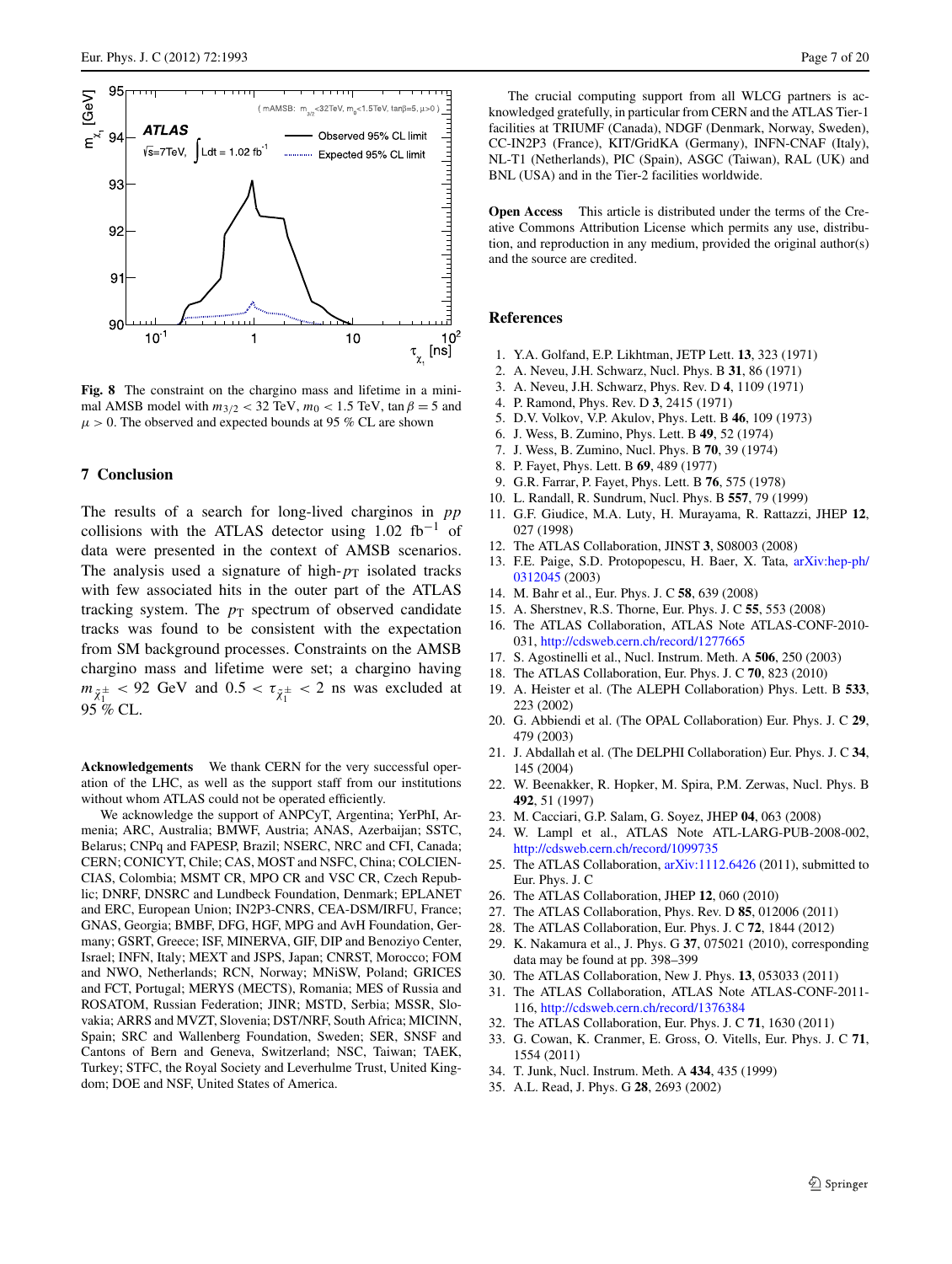**Fig. 8** The constraint on the chargino mass and lifetime in a minimal AMSB model with $m_{3/2} < 32$ TeV, $m_0 < 1.5$ TeV, $\tan\beta = 5$ and $\mu > 0$. The observed and expected bounds at 95 % CL are shown

## 7 Conclusion

The results of a search for long-lived charginos in $pp$ collisions with the ATLAS detector using 1.02 fb$^{-1}$ of data were presented in the context of AMSB scenarios. The analysis used a signature of high-$p_{\mathrm{T}}$ isolated tracks with few associated hits in the outer part of the ATLAS tracking system. The $p_{\mathrm{T}}$ spectrum of observed candidate tracks was found to be consistent with the expectation from SM background processes. Constraints on the AMSB chargino mass and lifetime were set; a chargino having $m_{\tilde{\chi}_1^\pm} < 92$ GeV and $0.5 < \tau_{\tilde{\chi}_1^\pm} < 2$ ns was excluded at 95 % CL.

**Acknowledgements** We thank CERN for the very successful operation of the LHC, as well as the support staff from our institutions without whom ATLAS could not be operated efficiently.

We acknowledge the support of ANPCyT, Argentina; YerPhI, Armenia; ARC, Australia; BMWF, Austria; ANAS, Azerbaijan; SSTC, Belarus; CNPq and FAPESP, Brazil; NSERC, NRC and CFI, Canada; CERN; CONICYT, Chile; CAS, MOST and NSFC, China; COLCIENCIAS, Colombia; MSMT CR, MPO CR and VSC CR, Czech Republic; DNRF, DNSRC and Lundbeck Foundation, Denmark; EPLANET and ERC, European Union; IN2P3-CNRS, CEA-DSM/IRFU, France; GNAS, Georgia; BMBF, DFG, HGF, MPG and AvH Foundation, Germany; GSRT, Greece; ISF, MINERVA, GIF, DIP and Benoziyo Center, Israel; INFN, Italy; MEXT and JSPS, Japan; CNRST, Morocco; FOM and NWO, Netherlands; RCN, Norway; MNiSW, Poland; GRICES and FCT, Portugal; MERYS (MECTS), Romania; MES of Russia and ROSATOM, Russian Federation; JINR; MSTD, Serbia; MSSR, Slovakia; ARRS and MVZT, Slovenia; DST/NRF, South Africa; MICINN, Spain; SRC and Wallenberg Foundation, Sweden; SER, SNSF and Cantons of Bern and Geneva, Switzerland; NSC, Taiwan; TAEK, Turkey; STFC, the Royal Society and Leverhulme Trust, United Kingdom; DOE and NSF, United States of America.

The crucial computing support from all WLCG partners is acknowledged gratefully, in particular from CERN and the ATLAS Tier-1 facilities at TRIUMF (Canada), NDGF (Denmark, Norway, Sweden), CC-IN2P3 (France), KIT/GridKA (Germany), INFN-CNAF (Italy), NL-T1 (Netherlands), PIC (Spain), ASGC (Taiwan), RAL (UK) and BNL (USA) and in the Tier-2 facilities worldwide.

**Open Access** This article is distributed under the terms of the Creative Commons Attribution License which permits any use, distribution, and reproduction in any medium, provided the original author(s) and the source are credited.

## References

1. Y.A. Golfand, E.P. Likhtman, JETP Lett. **13**, 323 (1971)
2. A. Neveu, J.H. Schwarz, Nucl. Phys. B **31**, 86 (1971)
3. A. Neveu, J.H. Schwarz, Phys. Rev. D **4**, 1109 (1971)
4. P. Ramond, Phys. Rev. D **3**, 2415 (1971)
5. D.V. Volkov, V.P. Akulov, Phys. Lett. B **46**, 109 (1973)
6. J. Wess, B. Zumino, Phys. Lett. B **49**, 52 (1974)
7. J. Wess, B. Zumino, Nucl. Phys. B **70**, 39 (1974)
8. P. Fayet, Phys. Lett. B **69**, 489 (1977)
9. G.R. Farrar, P. Fayet, Phys. Lett. B **76**, 575 (1978)
10. L. Randall, R. Sundrum, Nucl. Phys. B **557**, 79 (1999)
11. G.F. Giudice, M.A. Luty, H. Murayama, R. Rattazzi, JHEP **12**, 027 (1998)
12. The ATLAS Collaboration, JINST **3**, S08003 (2008)
13. F.E. Paige, S.D. Protopopescu, H. Baer, X. Tata, arXiv:hep-ph/0312045 (2003)
14. M. Bahr et al., Eur. Phys. J. C **58**, 639 (2008)
15. A. Sherstnev, R.S. Thorne, Eur. Phys. J. C **55**, 553 (2008)
16. The ATLAS Collaboration, ATLAS Note ATLAS-CONF-2010-031, http://cdsweb.cern.ch/record/1277665
17. S. Agostinelli et al., Nucl. Instrum. Meth. A **506**, 250 (2003)
18. The ATLAS Collaboration, Eur. Phys. J. C **70**, 823 (2010)
19. A. Heister et al. (The ALEPH Collaboration) Phys. Lett. B **533**, 223 (2002)
20. G. Abbiendi et al. (The OPAL Collaboration) Eur. Phys. J. C **29**, 479 (2003)
21. J. Abdallah et al. (The DELPHI Collaboration) Eur. Phys. J. C **34**, 145 (2004)
22. W. Beenakker, R. Hopker, M. Spira, P.M. Zerwas, Nucl. Phys. B **492**, 51 (1997)
23. M. Cacciari, G.P. Salam, G. Soyez, JHEP **04**, 063 (2008)
24. W. Lampl et al., ATLAS Note ATL-LARG-PUB-2008-002, http://cdsweb.cern.ch/record/1099735
25. The ATLAS Collaboration, arXiv:1112.6426 (2011), submitted to Eur. Phys. J. C
26. The ATLAS Collaboration, JHEP **12**, 060 (2010)
27. The ATLAS Collaboration, Phys. Rev. D **85**, 012006 (2011)
28. The ATLAS Collaboration, Eur. Phys. J. C **72**, 1844 (2012)
29. K. Nakamura et al., J. Phys. G **37**, 075021 (2010), corresponding data may be found at pp. 398–399
30. The ATLAS Collaboration, New J. Phys. **13**, 053033 (2011)
31. The ATLAS Collaboration, ATLAS Note ATLAS-CONF-2011-116, http://cdsweb.cern.ch/record/1376384
32. The ATLAS Collaboration, Eur. Phys. J. C **71**, 1630 (2011)
33. G. Cowan, K. Cranmer, E. Gross, O. Vitells, Eur. Phys. J. C **71**, 1554 (2011)
34. T. Junk, Nucl. Instrum. Meth. A **434**, 435 (1999)
35. A.L. Read, J. Phys. G **28**, 2693 (2002)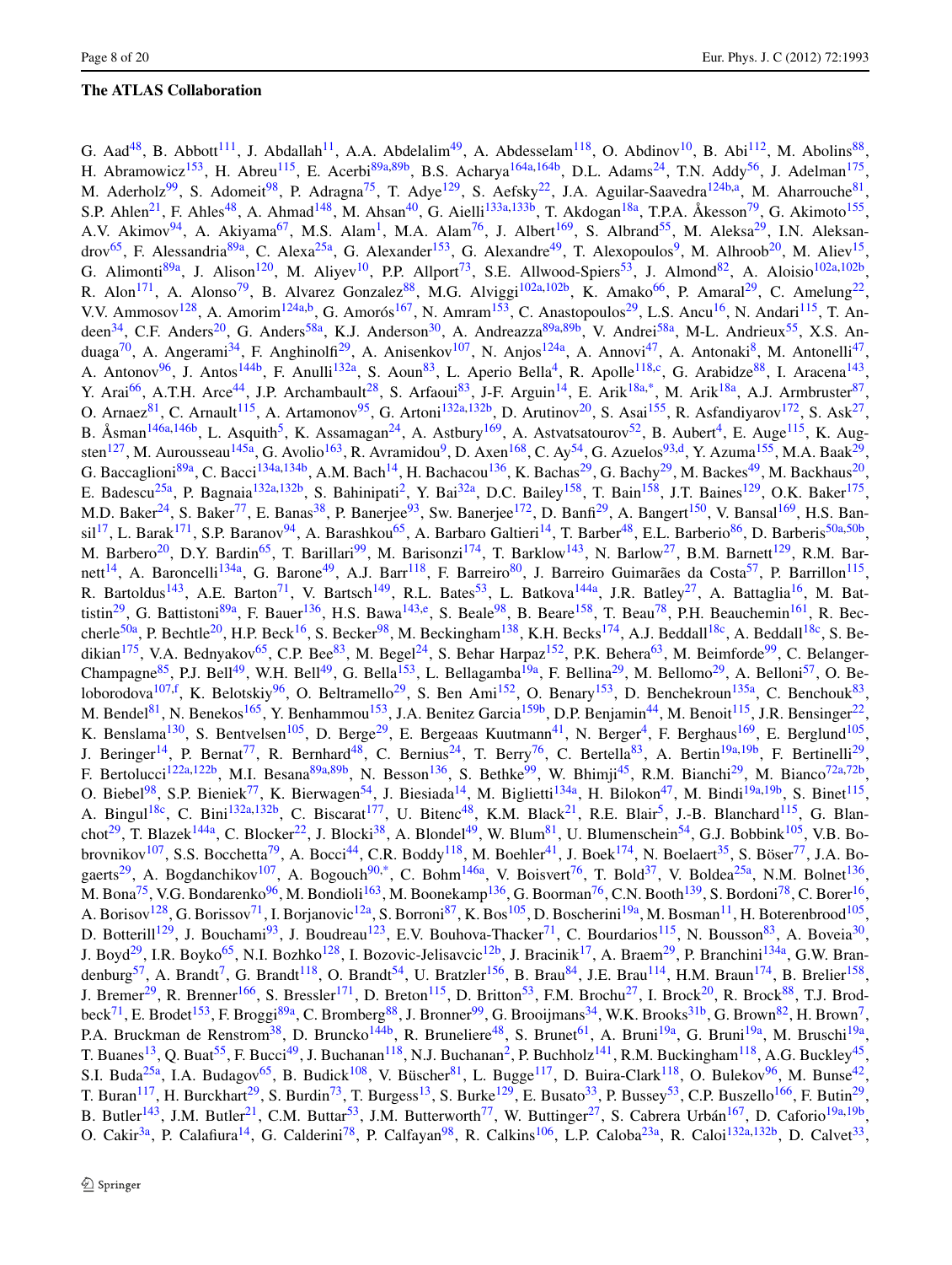### The ATLAS Collaboration

G. Aad[48], B. Abbott[111], J. Abdallah[11], A.A. Abdelalim[49], A. Abdesselam[118], O. Abdinov[10], B. Abi[112], M. Abolins[88], H. Abramowicz[153], H. Abreu[115], E. Acerbi[89a,89b], B.S. Acharya[164a,164b], D.L. Adams[24], T.N. Addy[56], J. Adelman[175], M. Aderholz[99], S. Adomeit[98], P. Adragna[75], T. Adye[129], S. Aefsky[22], J.A. Aguilar-Saavedra[124b,a], M. Aharrouche[81], S.P. Ahlen[21], F. Ahles[48], A. Ahmad[148], M. Ahsan[40], G. Aielli[133a,133b], T. Akdogan[18a], T.P.A. Åkesson[79], G. Akimoto[155], A.V. Akimov[94], A. Akiyama[67], M.S. Alam[1], M.A. Alam[76], J. Albert[169], S. Albrand[55], M. Aleksa[29], I.N. Aleksandrov[65], F. Alessandria[89a], C. Alexa[25a], G. Alexander[153], G. Alexandre[49], T. Alexopoulos[9], M. Alhroob[20], M. Aliev[15], G. Alimonti[89a], J. Alison[120], M. Aliyev[10], P.P. Allport[73], S.E. Allwood-Spiers[53], J. Almond[82], A. Aloisio[102a,102b], R. Alon[171], A. Alonso[79], B. Alvarez Gonzalez[88], M.G. Alviggi[102a,102b], K. Amako[66], P. Amaral[29], C. Amelung[22], V.V. Ammosov[128], A. Amorim[124a,b], G. Amorós[167], N. Amram[153], C. Anastopoulos[29], L.S. Ancu[16], N. Andari[115], T. Andeen[34], C.F. Anders[20], G. Anders[58a], K.J. Anderson[30], A. Andreazza[89a,89b], V. Andrei[58a], M-L. Andrieux[55], X.S. Anduaga[70], A. Angerami[34], F. Anghinolfi[29], A. Anisenkov[107], N. Anjos[124a], A. Annovi[47], A. Antonaki[8], M. Antonelli[47], A. Antonov[96], J. Antos[144b], F. Anulli[132a], S. Aoun[83], L. Aperio Bella[4], R. Apolle[118,c], G. Arabidze[88], I. Aracena[143], Y. Arai[66], A.T.H. Arce[44], J.P. Archambault[28], S. Arfaoui[83], J-F. Arguin[14], E. Arik[18a,*], M. Arik[18a], A.J. Armbruster[87], O. Arnaez[81], C. Arnault[115], A. Artamonov[95], G. Artoni[132a,132b], D. Arutinov[20], S. Asai[155], R. Asfandiyarov[172], S. Ask[27], B. Åsman[146a,146b], L. Asquith[5], K. Assamagan[24], A. Astbury[169], A. Astvatsatourov[52], B. Aubert[4], E. Auge[115], K. Augsten[127], M. Aurousseau[145a], G. Avolio[163], R. Avramidou[9], D. Axen[168], C. Ay[54], G. Azuelos[93,d], Y. Azuma[155], M.A. Baak[29], G. Baccaglioni[89a], C. Bacci[134a,134b], A.M. Bach[14], H. Bachacou[136], K. Bachas[29], G. Bachy[29], M. Backes[49], M. Backhaus[20], E. Badescu[25a], P. Bagnaia[132a,132b], S. Bahinipati[2], Y. Bai[32a], D.C. Bailey[158], T. Bain[158], J.T. Baines[129], O.K. Baker[175], M.D. Baker[24], S. Baker[77], E. Banas[38], P. Banerjee[93], Sw. Banerjee[172], D. Banfi[29], A. Bangert[150], V. Bansal[169], H.S. Bansil[17], L. Barak[171], S.P. Baranov[94], A. Barashkou[65], A. Barbaro Galtieri[14], T. Barber[48], E.L. Barberio[86], D. Barberis[50a,50b], M. Barbero[20], D.Y. Bardin[65], T. Barillari[99], M. Barisonzi[174], T. Barklow[143], N. Barlow[27], B.M. Barnett[129], R.M. Barnett[14], A. Baroncelli[134a], G. Barone[49], A.J. Barr[118], F. Barreiro[80], J. Barreiro Guimarães da Costa[57], P. Barrillon[115], R. Bartoldus[143], A.E. Barton[71], V. Bartsch[149], R.L. Bates[53], L. Batkova[144a], J.R. Batley[27], A. Battaglia[16], M. Battistin[29], G. Battistoni[89a], F. Bauer[136], H.S. Bawa[143,e], S. Beale[98], B. Beare[158], T. Beau[78], P.H. Beauchemin[161], R. Beccherle[50a], P. Bechtle[20], H.P. Beck[16], S. Becker[98], M. Beckingham[138], K.H. Becks[174], A.J. Beddall[18c], A. Beddall[18c], S. Bedikian[175], V.A. Bednyakov[65], C.P. Bee[83], M. Begel[24], S. Behar Harpaz[152], P.K. Behera[63], M. Beimforde[99], C. Belanger-Champagne[85], P.J. Bell[49], W.H. Bell[49], G. Bella[153], L. Bellagamba[19a], F. Bellina[29], M. Bellomo[29], A. Belloni[57], O. Beloborodova[107,f], K. Belotskiy[96], O. Beltramello[29], S. Ben Ami[152], O. Benary[153], D. Benchekroun[135a], C. Benchouk[83], M. Bendel[81], N. Benekos[165], Y. Benhammou[153], J.A. Benitez Garcia[159b], D.P. Benjamin[44], M. Benoit[115], J.R. Bensinger[22], K. Benslama[130], S. Bentvelsen[105], D. Berge[29], E. Bergeaas Kuutmann[41], N. Berger[4], F. Berghaus[169], E. Berglund[105], J. Beringer[14], P. Bernat[77], R. Bernhard[48], C. Bernius[24], T. Berry[76], C. Bertella[83], A. Bertin[19a,19b], F. Bertinelli[29], F. Bertolucci[122a,122b], M.I. Besana[89a,89b], N. Besson[136], S. Bethke[99], W. Bhimji[45], R.M. Bianchi[29], M. Bianco[72a,72b], O. Biebel[98], S.P. Bieniek[77], K. Bierwagen[54], J. Biesiada[14], M. Biglietti[134a], H. Bilokon[47], M. Bindi[19a,19b], S. Binet[115], A. Bingul[18c], C. Bini[132a,132b], C. Biscarat[177], U. Bitenc[48], K.M. Black[21], R.E. Blair[5], J.-B. Blanchard[115], G. Blanchot[29], T. Blazek[144a], C. Blocker[22], J. Blocki[38], A. Blondel[49], W. Blum[81], U. Blumenschein[54], G.J. Bobbink[105], V.B. Bobrovnikov[107], S.S. Bocchetta[79], A. Bocci[44], C.R. Boddy[118], M. Boehler[41], J. Boek[174], N. Boelaert[35], S. Böser[77], J.A. Bogaerts[29], A. Bogdanchikov[107], A. Bogouch[90,*], C. Bohm[146a], V. Boisvert[76], T. Bold[37], V. Boldea[25a], N.M. Bolnet[136], M. Bona[75], V.G. Bondarenko[96], M. Bondioli[163], M. Boonekamp[136], G. Boorman[76], C.N. Booth[139], S. Bordoni[78], C. Borer[16], A. Borisov[128], G. Borissov[71], I. Borjanovic[12a], S. Borroni[87], K. Bos[105], D. Boscherini[19a], M. Bosman[11], H. Boterenbrood[105], D. Botterill[129], J. Bouchami[93], J. Boudreau[123], E.V. Bouhova-Thacker[71], C. Bourdarios[115], N. Bousson[83], A. Boveia[30], J. Boyd[29], I.R. Boyko[65], N.I. Bozhko[128], I. Bozovic-Jelisavcic[12b], J. Bracinik[17], A. Braem[29], P. Branchini[134a], G.W. Brandenburg[57], A. Brandt[7], G. Brandt[118], O. Brandt[54], U. Bratzler[156], B. Brau[84], J.E. Brau[114], H.M. Braun[174], B. Brelier[158], J. Bremer[29], R. Brenner[166], S. Bressler[171], D. Breton[115], D. Britton[53], F.M. Brochu[27], I. Brock[20], R. Brock[88], T.J. Brodbeck[71], E. Brodet[153], F. Broggi[89a], C. Bromberg[88], J. Bronner[99], G. Brooijmans[34], W.K. Brooks[31b], G. Brown[82], H. Brown[7], P.A. Bruckman de Renstrom[38], D. Bruncko[144b], R. Bruneliere[48], S. Brunet[61], A. Bruni[19a], G. Bruni[19a], M. Bruschi[19a], T. Buanes[13], Q. Buat[55], F. Bucci[49], J. Buchanan[118], N.J. Buchanan[2], P. Buchholz[141], R.M. Buckingham[118], A.G. Buckley[45], S.I. Buda[25a], I.A. Budagov[65], B. Budick[108], V. Büscher[81], L. Bugge[117], D. Buira-Clark[118], O. Bulekov[96], M. Bunse[42], T. Buran[117], H. Burckhart[29], S. Burdin[73], T. Burgess[13], S. Burke[129], E. Busato[33], P. Bussey[53], C.P. Buszello[166], F. Butin[29], B. Butler[143], J.M. Butler[21], C.M. Buttar[53], J.M. Butterworth[77], W. Buttinger[27], S. Cabrera Urbán[167], D. Caforio[19a,19b], O. Cakir[3a], P. Calafiura[14], G. Calderini[78], P. Calfayan[98], R. Calkins[106], L.P. Caloba[23a], R. Caloi[132a,132b], D. Calvet[33],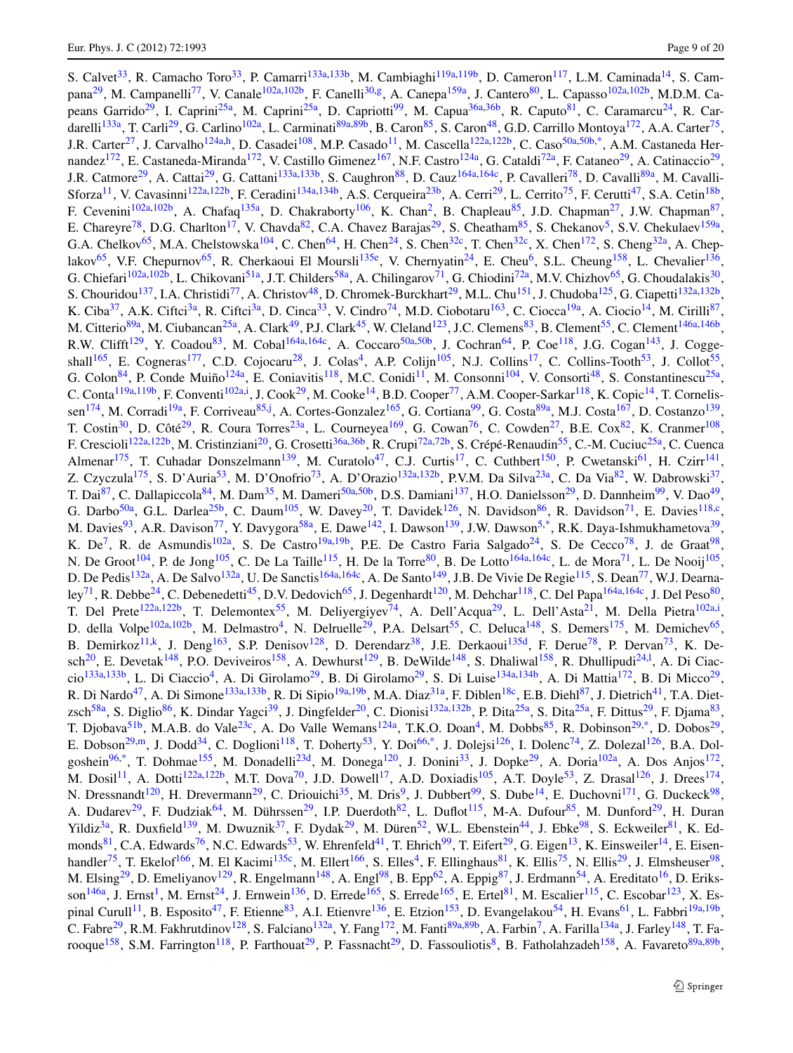S. Calvet[33], R. Camacho Toro[33], P. Camarri[133a,133b], M. Cambiaghi[119a,119b], D. Cameron[117], L.M. Caminada[14], S. Campana[29], M. Campanelli[77], V. Canale[102a,102b], F. Canelli[30,g], A. Canepa[159a], J. Cantero[80], L. Capasso[102a,102b], M.D.M. Capeans Garrido[29], I. Caprini[25a], M. Caprini[25a], D. Capriotti[99], M. Capua[36a,36b], R. Caputo[81], C. Caramarcu[24], R. Cardarelli[133a], T. Carli[29], G. Carlino[102a], L. Carminati[89a,89b], B. Caron[85], S. Caron[48], G.D. Carrillo Montoya[172], A.A. Carter[75], J.R. Carter[27], J. Carvalho[124a,h], D. Casadei[108], M.P. Casado[11], M. Cascella[122a,122b], C. Caso[50a,50b,*], A.M. Castaneda Hernandez[172], E. Castaneda-Miranda[172], V. Castillo Gimenez[167], N.F. Castro[124a], G. Cataldi[72a], F. Cataneo[29], A. Catinaccio[29], J.R. Catmore[29], A. Cattai[29], G. Cattani[133a,133b], S. Caughron[88], D. Cauz[164a,164c], P. Cavalleri[78], D. Cavalli[89a], M. Cavalli-Sforza[11], V. Cavasinni[122a,122b], F. Ceradini[134a,134b], A.S. Cerqueira[23b], A. Cerri[29], L. Cerrito[75], F. Cerutti[47], S.A. Cetin[18b], F. Cevenini[102a,102b], A. Chafaq[135a], D. Chakraborty[106], K. Chan[2], B. Chapleau[85], J.D. Chapman[27], J.W. Chapman[87], E. Chareyre[78], D.G. Charlton[17], V. Chavda[82], C.A. Chavez Barajas[29], S. Cheatham[85], S. Chekanov[5], S.V. Chekulaev[159a], G.A. Chelkov[65], M.A. Chelstowska[104], C. Chen[64], H. Chen[24], S. Chen[32c], T. Chen[32c], X. Chen[172], S. Cheng[32a], A. Cheplakov[65], V.F. Chepurnov[65], R. Cherkaoui El Moursli[135e], V. Chernyatin[24], E. Cheu[6], S.L. Cheung[158], L. Chevalier[136], G. Chiefari[102a,102b], L. Chikovani[51a], J.T. Childers[58a], A. Chilingarov[71], G. Chiodini[72a], M.V. Chizhov[65], G. Choudalakis[30], S. Chouridou[137], I.A. Christidi[77], A. Christov[48], D. Chromek-Burckhart[29], M.L. Chu[151], J. Chudoba[125], G. Ciapetti[132a,132b], K. Ciba[37], A.K. Ciftci[3a], R. Ciftci[3a], D. Cinca[33], V. Cindro[74], M.D. Ciobotaru[163], C. Ciocca[19a], A. Ciocio[14], M. Cirilli[87], M. Citterio[89a], M. Ciubancan[25a], A. Clark[49], P.J. Clark[45], W. Cleland[123], J.C. Clemens[83], B. Clement[55], C. Clement[146a,146b], R.W. Clifft[129], Y. Coadou[83], M. Cobal[164a,164c], A. Coccaro[50a,50b], J. Cochran[64], P. Coe[118], J.G. Cogan[143], J. Coggeshall[165], E. Cogneras[177], C.D. Cojocaru[28], J. Colas[4], A.P. Colijn[105], N.J. Collins[17], C. Collins-Tooth[53], J. Collot[55], G. Colon[84], P. Conde Muiño[124a], E. Coniavitis[118], M.C. Conidi[11], M. Consonni[104], V. Consorti[48], S. Constantinescu[25a], C. Conta[119a,119b], F. Conventi[102a,i], J. Cook[29], M. Cooke[14], B.D. Cooper[77], A.M. Cooper-Sarkar[118], K. Copic[14], T. Cornelissen[174], M. Corradi[19a], F. Corriveau[85,j], A. Cortes-Gonzalez[165], G. Cortiana[99], G. Costa[89a], M.J. Costa[167], D. Costanzo[139], T. Costin[30], D. Côté[29], R. Coura Torres[23a], L. Courneyea[169], G. Cowan[76], C. Cowden[27], B.E. Cox[82], K. Cranmer[108], F. Crescioli[122a,122b], M. Cristinziani[20], G. Crosetti[36a,36b], R. Crupi[72a,72b], S. Crépé-Renaudin[55], C.-M. Cuciuc[25a], C. Cuenca Almenar[175], T. Cuhadar Donszelmann[139], M. Curatolo[47], C.J. Curtis[17], C. Cuthbert[150], P. Cwetanski[61], H. Czirr[141], Z. Czyczula[175], S. D'Auria[53], M. D'Onofrio[73], A. D'Orazio[132a,132b], P.V.M. Da Silva[23a], C. Da Via[82], W. Dabrowski[37], T. Dai[87], C. Dallapiccola[84], M. Dam[35], M. Dameri[50a,50b], D.S. Damiani[137], H.O. Danielsson[29], D. Dannheim[99], V. Dao[49], G. Darbo[50a], G.L. Darlea[25b], C. Daum[105], W. Davey[20], T. Davidek[126], N. Davidson[86], R. Davidson[71], E. Davies[118,c], M. Davies[93], A.R. Davison[77], Y. Davygora[58a], E. Dawe[142], I. Dawson[139], J.W. Dawson[5,*], R.K. Daya-Ishmukhametova[39], K. De[7], R. de Asmundis[102a], S. De Castro[19a,19b], P.E. De Castro Faria Salgado[24], S. De Cecco[78], J. de Graat[98], N. De Groot[104], P. de Jong[105], C. De La Taille[115], H. De la Torre[80], B. De Lotto[164a,164c], L. de Mora[71], L. De Nooij[105], D. De Pedis[132a], A. De Salvo[132a], U. De Sanctis[164a,164c], A. De Santo[149], J.B. De Vivie De Regie[115], S. Dean[77], W.J. Dearnaley[71], R. Debbe[24], C. Debenedetti[45], D.V. Dedovich[65], J. Degenhardt[120], M. Dehchar[118], C. Del Papa[164a,164c], J. Del Peso[80], T. Del Prete[122a,122b], T. Delemontex[55], M. Deliyergiyev[74], A. Dell'Acqua[29], L. Dell'Asta[21], M. Della Pietra[102a,i], D. della Volpe[102a,102b], M. Delmastro[4], N. Delruelle[29], P.A. Delsart[55], C. Deluca[148], S. Demers[175], M. Demichev[65], B. Demirkoz[11,k], J. Deng[163], S.P. Denisov[128], D. Derendarz[38], J.E. Derkaoui[135d], F. Derue[78], P. Dervan[73], K. Desch[20], E. Devetak[148], P.O. Deviveiros[158], A. Dewhurst[129], B. DeWilde[148], S. Dhaliwal[158], R. Dhullipudi[24,l], A. Di Ciaccio[133a,133b], L. Di Ciaccio[4], A. Di Girolamo[29], B. Di Girolamo[29], S. Di Luise[134a,134b], A. Di Mattia[172], B. Di Micco[29], R. Di Nardo[47], A. Di Simone[133a,133b], R. Di Sipio[19a,19b], M.A. Diaz[31a], F. Diblen[18c], E.B. Diehl[87], J. Dietrich[41], T.A. Dietzsch[58a], S. Diglio[86], K. Dindar Yagci[39], J. Dingfelder[20], C. Dionisi[132a,132b], P. Dita[25a], S. Dita[25a], F. Dittus[29], F. Djama[83], T. Djobava[51b], M.A.B. do Vale[23c], A. Do Valle Wemans[124a], T.K.O. Doan[4], M. Dobbs[85], R. Dobinson[29,*], D. Dobos[29], E. Dobson[29,m], J. Dodd[34], C. Doglioni[118], T. Doherty[53], Y. Doi[66,*], J. Dolejsi[126], I. Dolenc[74], Z. Dolezal[126], B.A. Dolgoshein[96,*], T. Dohmae[155], M. Donadelli[23d], M. Donega[120], J. Donini[33], J. Dopke[29], A. Doria[102a], A. Dos Anjos[172], M. Dosil[11], A. Dotti[122a,122b], M.T. Dova[70], J.D. Dowell[17], A.D. Doxiadis[105], A.T. Doyle[53], Z. Drasal[126], J. Drees[174], N. Dressnandt[120], H. Drevermann[29], C. Driouichi[35], M. Dris[9], J. Dubbert[99], S. Dube[14], E. Duchovni[171], G. Duckeck[98], A. Dudarev[29], F. Dudziak[64], M. Dührssen[29], I.P. Duerdoth[82], L. Duflot[115], M-A. Dufour[85], M. Dunford[29], H. Duran Yildiz[3a], R. Duxfield[139], M. Dwuznik[37], F. Dydak[29], M. Düren[52], W.L. Ebenstein[44], J. Ebke[98], S. Eckweiler[81], K. Edmonds[81], C.A. Edwards[76], N.C. Edwards[53], W. Ehrenfeld[41], T. Ehrich[99], T. Eifert[29], G. Eigen[13], K. Einsweiler[14], E. Eisenhandler[75], T. Ekelof[166], M. El Kacimi[135c], M. Ellert[166], S. Elles[4], F. Ellinghaus[81], K. Ellis[75], N. Ellis[29], J. Elmsheuser[98], M. Elsing[29], D. Emeliyanov[129], R. Engelmann[148], A. Engl[98], B. Epp[62], A. Eppig[87], J. Erdmann[54], A. Ereditato[16], D. Eriksson[146a], J. Ernst[1], M. Ernst[24], J. Ernwein[136], D. Errede[165], S. Errede[165], E. Ertel[81], M. Escalier[115], C. Escobar[123], X. Espinal Curull[11], B. Esposito[47], F. Etienne[83], A.I. Etienvre[136], E. Etzion[153], D. Evangelakou[54], H. Evans[61], L. Fabbri[19a,19b], C. Fabre[29], R.M. Fakhrutdinov[128], S. Falciano[132a], Y. Fang[172], M. Fanti[89a,89b], A. Farbin[7], A. Farilla[134a], J. Farley[148], T. Farooque[158], S.M. Farrington[118], P. Farthouat[29], P. Fassnacht[29], D. Fassouliotis[8], B. Fatholahzadeh[158], A. Favareto[89a,89b],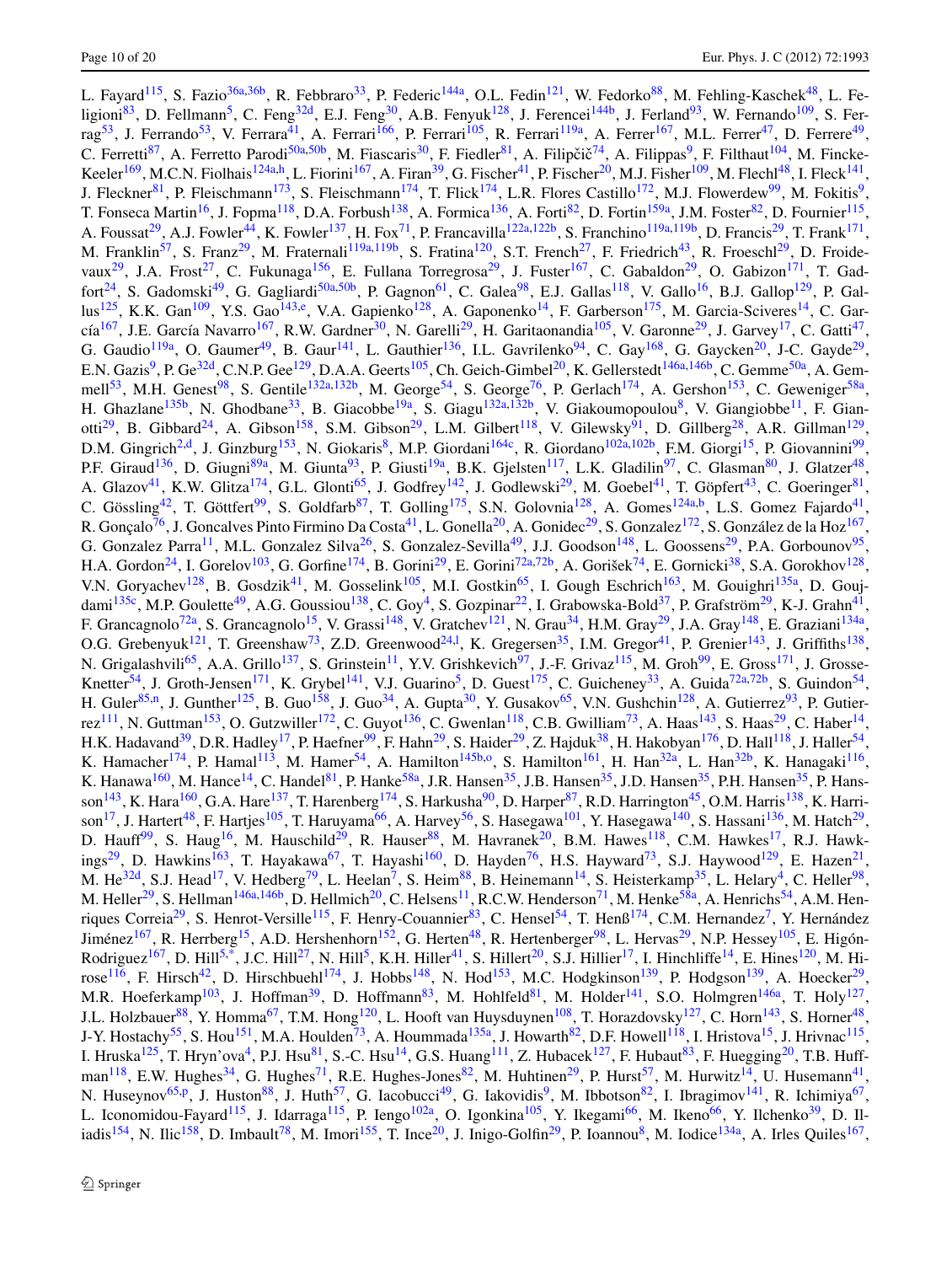L. Fayard[115], S. Fazio[36a,36b], R. Febbraro[33], P. Federic[144a], O.L. Fedin[121], W. Fedorko[88], M. Fehling-Kaschek[48], L. Feligioni[83], D. Fellmann[5], C. Feng[32d], E.J. Feng[30], A.B. Fenyuk[128], J. Ferencei[144b], J. Ferland[93], W. Fernando[109], S. Ferrag[53], J. Ferrando[53], V. Ferrara[41], A. Ferrari[166], P. Ferrari[105], R. Ferrari[119a], A. Ferrer[167], M.L. Ferrer[47], D. Ferrere[49], C. Ferretti[87], A. Ferretto Parodi[50a,50b], M. Fiascaris[30], F. Fiedler[81], A. Filipčič[74], A. Filippas[9], F. Filthaut[104], M. Fincke-Keeler[169], M.C.N. Fiolhais[124a,h], L. Fiorini[167], A. Firan[39], G. Fischer[41], P. Fischer[20], M.J. Fisher[109], M. Flechl[48], I. Fleck[141], J. Fleckner[81], P. Fleischmann[173], S. Fleischmann[174], T. Flick[174], L.R. Flores Castillo[172], M.J. Flowerdew[99], M. Fokitis[9], T. Fonseca Martin[16], J. Fopma[118], D.A. Forbush[138], A. Formica[136], A. Forti[82], D. Fortin[159a], J.M. Foster[82], D. Fournier[115], A. Foussat[29], A.J. Fowler[44], K. Fowler[137], H. Fox[71], P. Francavilla[122a,122b], S. Franchino[119a,119b], D. Francis[29], T. Frank[171], M. Franklin[57], S. Franz[29], M. Fraternali[119a,119b], S. Fratina[120], S.T. French[27], F. Friedrich[43], R. Froeschl[29], D. Froidevaux[29], J.A. Frost[27], C. Fukunaga[156], E. Fullana Torregrosa[29], J. Fuster[167], C. Gabaldon[29], O. Gabizon[171], T. Gadfort[24], S. Gadomski[49], G. Gagliardi[50a,50b], P. Gagnon[61], C. Galea[98], E.J. Gallas[118], V. Gallo[16], B.J. Gallop[129], P. Gallus[125], K.K. Gan[109], Y.S. Gao[143,e], V.A. Gapienko[128], A. Gaponenko[14], F. Garberson[175], M. Garcia-Sciveres[14], C. García[167], J.E. García Navarro[167], R.W. Gardner[30], N. Garelli[29], H. Garitaonandia[105], V. Garonne[29], J. Garvey[17], C. Gatti[47], G. Gaudio[119a], O. Gaumer[49], B. Gaur[141], L. Gauthier[136], I.L. Gavrilenko[94], C. Gay[168], G. Gaycken[20], J-C. Gayde[29], E.N. Gazis[9], P. Ge[32d], C.N.P. Gee[129], D.A.A. Geerts[105], Ch. Geich-Gimbel[20], K. Gellerstedt[146a,146b], C. Gemme[50a], A. Gemmell[53], M.H. Genest[98], S. Gentile[132a,132b], M. George[54], S. George[76], P. Gerlach[174], A. Gershon[153], C. Geweniger[58a], H. Ghazlane[135b], N. Ghodbane[33], B. Giacobbe[19a], S. Giagu[132a,132b], V. Giakoumopoulou[8], V. Giangiobbe[11], F. Gianotti[29], B. Gibbard[24], A. Gibson[158], S.M. Gibson[29], L.M. Gilbert[118], V. Gilewsky[91], D. Gillberg[28], A.R. Gillman[129], D.M. Gingrich[2,d], J. Ginzburg[153], N. Giokaris[8], M.P. Giordani[164c], R. Giordano[102a,102b], F.M. Giorgi[15], P. Giovannini[99], P.F. Giraud[136], D. Giugni[89a], M. Giunta[93], P. Giusti[19a], B.K. Gjelsten[117], L.K. Gladilin[97], C. Glasman[80], J. Glatzer[48], A. Glazov[41], K.W. Glitza[174], G.L. Glonti[65], J. Godfrey[142], J. Godlewski[29], M. Goebel[41], T. Göpfert[43], C. Goeringer[81], C. Gössling[42], T. Göttfert[99], S. Goldfarb[87], T. Golling[175], S.N. Golovnia[128], A. Gomes[124a,b], L.S. Gomez Fajardo[41], R. Gonçalo[76], J. Goncalves Pinto Firmino Da Costa[41], L. Gonella[20], A. Gonidec[29], S. Gonzalez[172], S. González de la Hoz[167], G. Gonzalez Parra[11], M.L. Gonzalez Silva[26], S. Gonzalez-Sevilla[49], J.J. Goodson[148], L. Goossens[29], P.A. Gorbounov[95], H.A. Gordon[24], I. Gorelov[103], G. Gorfine[174], B. Gorini[29], E. Gorini[72a,72b], A. Gorišek[74], E. Gornicki[38], S.A. Gorokhov[128], V.N. Goryachev[128], B. Gosdzik[41], M. Gosselink[105], M.I. Gostkin[65], I. Gough Eschrich[163], M. Gouighri[135a], D. Goujdami[135c], M.P. Goulette[49], A.G. Goussiou[138], C. Goy[4], S. Gozpinar[22], I. Grabowska-Bold[37], P. Grafström[29], K-J. Grahn[41], F. Grancagnolo[72a], S. Grancagnolo[15], V. Grassi[148], V. Gratchev[121], N. Grau[34], H.M. Gray[29], J.A. Gray[148], E. Graziani[134a], O.G. Grebenyuk[121], T. Greenshaw[73], Z.D. Greenwood[24,l], K. Gregersen[35], I.M. Gregor[41], P. Grenier[143], J. Griffiths[138], N. Grigalashvili[65], A.A. Grillo[137], S. Grinstein[11], Y.V. Grishkevich[97], J.-F. Grivaz[115], M. Groh[99], E. Gross[171], J. Grosse-Knetter[54], J. Groth-Jensen[171], K. Grybel[141], V.J. Guarino[5], D. Guest[175], C. Guicheney[33], A. Guida[72a,72b], S. Guindon[54], H. Guler[85,n], J. Gunther[125], B. Guo[158], J. Guo[34], A. Gupta[30], Y. Gusakov[65], V.N. Gushchin[128], A. Gutierrez[93], P. Gutierrez[111], N. Guttman[153], O. Gutzwiller[172], C. Guyot[136], C. Gwenlan[118], C.B. Gwilliam[73], A. Haas[143], S. Haas[29], C. Haber[14], H.K. Hadavand[39], D.R. Hadley[17], P. Haefner[99], F. Hahn[29], S. Haider[29], Z. Hajduk[38], H. Hakobyan[176], D. Hall[118], J. Haller[54], K. Hamacher[174], P. Hamal[113], M. Hamer[54], A. Hamilton[145b,o], S. Hamilton[161], H. Han[32a], L. Han[32b], K. Hanagaki[116], K. Hanawa[160], M. Hance[14], C. Handel[81], P. Hanke[58a], J.R. Hansen[35], J.B. Hansen[35], J.D. Hansen[35], P.H. Hansen[35], P. Hansson[143], K. Hara[160], G.A. Hare[137], T. Harenberg[174], S. Harkusha[90], D. Harper[87], R.D. Harrington[45], O.M. Harris[138], K. Harrison[17], J. Hartert[48], F. Hartjes[105], T. Haruyama[66], A. Harvey[56], S. Hasegawa[101], Y. Hasegawa[140], S. Hassani[136], M. Hatch[29], D. Hauff[99], S. Haug[16], M. Hauschild[29], R. Hauser[88], M. Havranek[20], B.M. Hawes[118], C.M. Hawkes[17], R.J. Hawkings[29], D. Hawkins[163], T. Hayakawa[67], T. Hayashi[160], D. Hayden[76], H.S. Hayward[73], S.J. Haywood[129], E. Hazen[21], M. He[32d], S.J. Head[17], V. Hedberg[79], L. Heelan[7], S. Heim[88], B. Heinemann[14], S. Heisterkamp[35], L. Helary[4], C. Heller[98], M. Heller[29], S. Hellman[146a,146b], D. Hellmich[20], C. Helsens[11], R.C.W. Henderson[71], M. Henke[58a], A. Henrichs[54], A.M. Henriques Correia[29], S. Henrot-Versille[115], F. Henry-Couannier[83], C. Hensel[54], T. Henß[174], C.M. Hernandez[7], Y. Hernández Jiménez[167], R. Herrberg[15], A.D. Hershenhorn[152], G. Herten[48], R. Hertenberger[98], L. Hervas[29], N.P. Hessey[105], E. Higón-Rodriguez[167], D. Hill[5,*], J.C. Hill[27], N. Hill[5], K.H. Hiller[41], S. Hillert[20], S.J. Hillier[17], I. Hinchliffe[14], E. Hines[120], M. Hirose[116], F. Hirsch[42], D. Hirschbuehl[174], J. Hobbs[148], N. Hod[153], M.C. Hodgkinson[139], P. Hodgson[139], A. Hoecker[29], M.R. Hoeferkamp[103], J. Hoffman[39], D. Hoffmann[83], M. Hohlfeld[81], M. Holder[141], S.O. Holmgren[146a], T. Holy[127], J.L. Holzbauer[88], Y. Homma[67], T.M. Hong[120], L. Hooft van Huysduynen[108], T. Horazdovsky[127], C. Horn[143], S. Horner[48], J-Y. Hostachy[55], S. Hou[151], M.A. Houlden[73], A. Hoummada[135a], J. Howarth[82], D.F. Howell[118], I. Hristova[15], J. Hrivnac[115], I. Hruska[125], T. Hryn'ova[4], P.J. Hsu[81], S.-C. Hsu[14], G.S. Huang[111], Z. Hubacek[127], F. Hubaut[83], F. Huegging[20], T.B. Huffman[118], E.W. Hughes[34], G. Hughes[71], R.E. Hughes-Jones[82], M. Huhtinen[29], P. Hurst[57], M. Hurwitz[14], U. Husemann[41], N. Huseynov[65,p], J. Huston[88], J. Huth[57], G. Iacobucci[49], G. Iakovidis[9], M. Ibbotson[82], I. Ibragimov[141], R. Ichimiya[67], L. Iconomidou-Fayard[115], J. Idarraga[115], P. Iengo[102a], O. Igonkina[105], Y. Ikegami[66], M. Ikeno[66], Y. Ilchenko[39], D. Iliadis[154], N. Ilic[158], D. Imbault[78], M. Imori[155], T. Ince[20], J. Inigo-Golfin[29], P. Ioannou[8], M. Iodice[134a], A. Irles Quiles[167],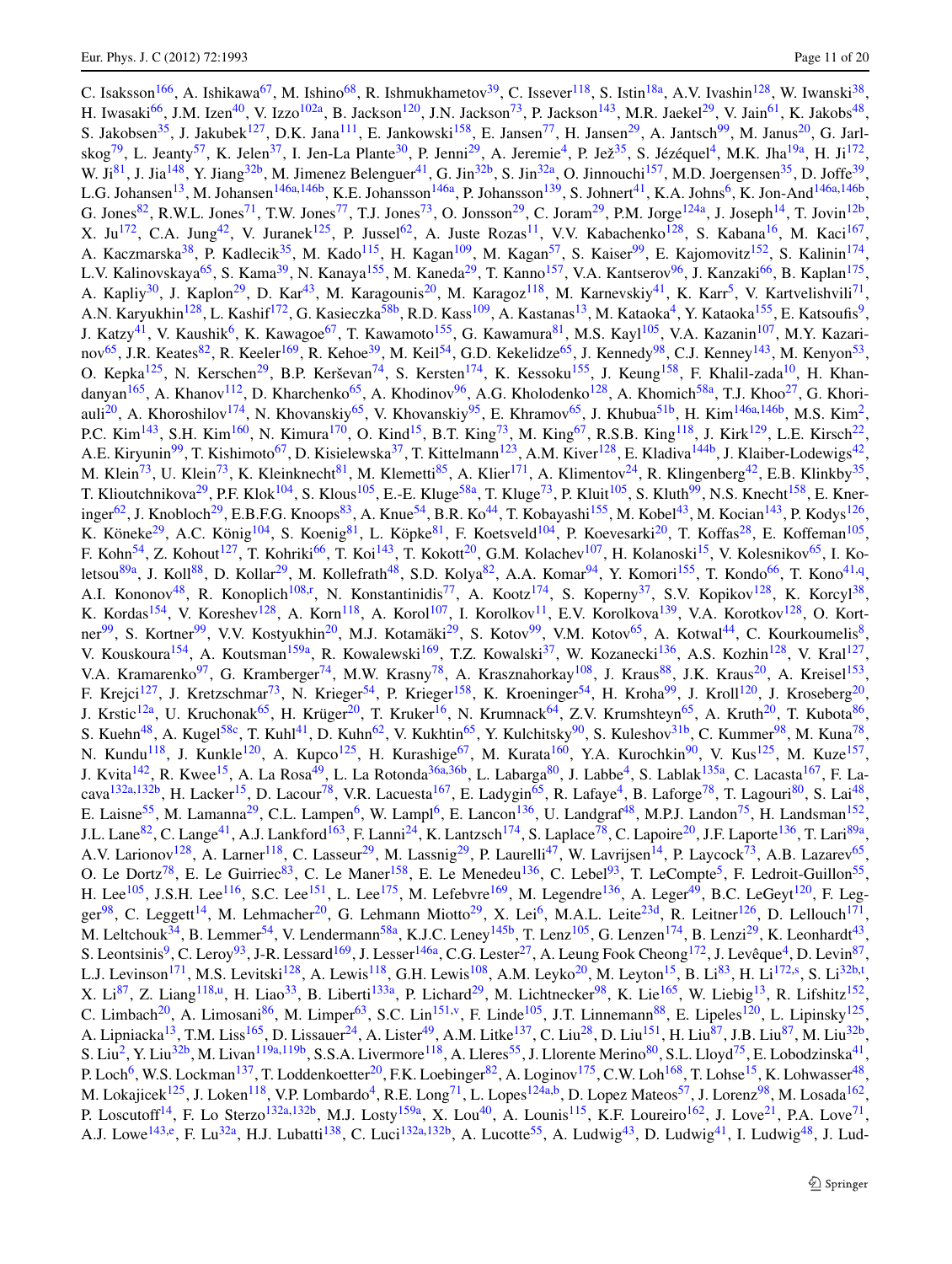C. Isaksson[166], A. Ishikawa[67], M. Ishino[68], R. Ishmukhametov[39], C. Issever[118], S. Istin[18a], A.V. Ivashin[128], W. Iwanski[38], H. Iwasaki[66], J.M. Izen[40], V. Izzo[102a], B. Jackson[120], J.N. Jackson[73], P. Jackson[143], M.R. Jaekel[29], V. Jain[61], K. Jakobs[48], S. Jakobsen[35], J. Jakubek[127], D.K. Jana[111], E. Jankowski[158], E. Jansen[77], H. Jansen[29], A. Jantsch[99], M. Janus[20], G. Jarlskog[79], L. Jeanty[57], K. Jelen[37], I. Jen-La Plante[30], P. Jenni[29], A. Jeremie[4], P. Jež[35], S. Jézéquel[4], M.K. Jha[19a], H. Ji[172], W. Ji[81], J. Jia[148], Y. Jiang[32b], M. Jimenez Belenguer[41], G. Jin[32b], S. Jin[32a], O. Jinnouchi[157], M.D. Joergensen[35], D. Joffe[39], L.G. Johansen[13], M. Johansen[146a,146b], K.E. Johansson[146a], P. Johansson[139], S. Johnert[41], K.A. Johns[6], K. Jon-And[146a,146b], G. Jones[82], R.W.L. Jones[71], T.W. Jones[77], T.J. Jones[73], O. Jonsson[29], C. Joram[29], P.M. Jorge[124a], J. Joseph[14], T. Jovin[12b], X. Ju[172], C.A. Jung[42], V. Juranek[125], P. Jussel[62], A. Juste Rozas[11], V.V. Kabachenko[128], S. Kabana[16], M. Kaci[167], A. Kaczmarska[38], P. Kadlecik[35], M. Kado[115], H. Kagan[109], M. Kagan[57], S. Kaiser[99], E. Kajomovitz[152], S. Kalinin[174], L.V. Kalinovskaya[65], S. Kama[39], N. Kanaya[155], M. Kaneda[29], T. Kanno[157], V.A. Kantserov[96], J. Kanzaki[66], B. Kaplan[175], A. Kapliy[30], J. Kaplon[29], D. Kar[43], M. Karagounis[20], M. Karagoz[118], M. Karnevskiy[41], K. Karr[5], V. Kartvelishvili[71], A.N. Karyukhin[128], L. Kashif[172], G. Kasieczka[58b], R.D. Kass[109], A. Kastanas[13], M. Kataoka[4], Y. Kataoka[155], E. Katsoufis[9], J. Katzy[41], V. Kaushik[6], K. Kawagoe[67], T. Kawamoto[155], G. Kawamura[81], M.S. Kayl[105], V.A. Kazanin[107], M.Y. Kazarinov[65], J.R. Keates[82], R. Keeler[169], R. Kehoe[39], M. Keil[54], G.D. Kekelidze[65], J. Kennedy[98], C.J. Kenney[143], M. Kenyon[53], O. Kepka[125], N. Kerschen[29], B.P. Kerševan[74], S. Kersten[174], K. Kessoku[155], J. Keung[158], F. Khalil-zada[10], H. Khandanyan[165], A. Khanov[112], D. Kharchenko[65], A. Khodinov[96], A.G. Kholodenko[128], A. Khomich[58a], T.J. Khoo[27], G. Khoriauli[20], A. Khoroshilov[174], N. Khovanskiy[65], V. Khovanskiy[95], E. Khramov[65], J. Khubua[51b], H. Kim[146a,146b], M.S. Kim[2], P.C. Kim[143], S.H. Kim[160], N. Kimura[170], O. Kind[15], B.T. King[73], M. King[67], R.S.B. King[118], J. Kirk[129], L.E. Kirsch[22], A.E. Kiryunin[99], T. Kishimoto[67], D. Kisielewska[37], T. Kittelmann[123], A.M. Kiver[128], E. Kladiva[144b], J. Klaiber-Lodewigs[42], M. Klein[73], U. Klein[73], K. Kleinknecht[81], M. Klemetti[85], A. Klier[171], A. Klimentov[24], R. Klingenberg[42], E.B. Klinkby[35], T. Klioutchnikova[29], P.F. Klok[104], S. Klous[105], E.-E. Kluge[58a], T. Kluge[73], P. Kluit[105], S. Kluth[99], N.S. Knecht[158], E. Kneringer[62], J. Knobloch[29], E.B.F.G. Knoops[83], A. Knue[54], B.R. Ko[44], T. Kobayashi[155], M. Kobel[43], M. Kocian[143], P. Kodys[126], K. Köneke[29], A.C. König[104], S. Koenig[81], L. Köpke[81], F. Koetsveld[104], P. Koevesarki[20], T. Koffas[28], E. Koffeman[105], F. Kohn[54], Z. Kohout[127], T. Kohriki[66], T. Koi[143], T. Kokott[20], G.M. Kolachev[107], H. Kolanoski[15], V. Kolesnikov[65], I. Koletsou[89a], J. Koll[88], D. Kollar[29], M. Kollefrath[48], S.D. Kolya[82], A.A. Komar[94], Y. Komori[155], T. Kondo[66], T. Kono[41,q], A.I. Kononov[48], R. Konoplich[108,r], N. Konstantinidis[77], A. Kootz[174], S. Koperny[37], S.V. Kopikov[128], K. Korcyl[38], K. Kordas[154], V. Koreshev[128], A. Korn[118], A. Korol[107], I. Korolkov[11], E.V. Korolkova[139], V.A. Korotkov[128], O. Kortner[99], S. Kortner[99], V.V. Kostyukhin[20], M.J. Kotamäki[29], S. Kotov[99], V.M. Kotov[65], A. Kotwal[44], C. Kourkoumelis[8], V. Kouskoura[154], A. Koutsman[159a], R. Kowalewski[169], T.Z. Kowalski[37], W. Kozanecki[136], A.S. Kozhin[128], V. Kral[127], V.A. Kramarenko[97], G. Kramberger[74], M.W. Krasny[78], A. Krasznahorkay[108], J. Kraus[88], J.K. Kraus[20], A. Kreisel[153], F. Krejci[127], J. Kretzschmar[73], N. Krieger[54], P. Krieger[158], K. Kroeninger[54], H. Kroha[99], J. Kroll[120], J. Kroseberg[20], J. Krstic[12a], U. Kruchonak[65], H. Krüger[20], T. Kruker[16], N. Krumnack[64], Z.V. Krumshteyn[65], A. Kruth[20], T. Kubota[86], S. Kuehn[48], A. Kugel[58c], T. Kuhl[41], D. Kuhn[62], V. Kukhtin[65], Y. Kulchitsky[90], S. Kuleshov[31b], C. Kummer[98], M. Kuna[78], N. Kundu[118], J. Kunkle[120], A. Kupco[125], H. Kurashige[67], M. Kurata[160], Y.A. Kurochkin[90], V. Kus[125], M. Kuze[157], J. Kvita[142], R. Kwee[15], A. La Rosa[49], L. La Rotonda[36a,36b], L. Labarga[80], J. Labbe[4], S. Lablak[135a], C. Lacasta[167], F. Lacava[132a,132b], H. Lacker[15], D. Lacour[78], V.R. Lacuesta[167], E. Ladygin[65], R. Lafaye[4], B. Laforge[78], T. Lagouri[80], S. Lai[48], E. Laisne[55], M. Lamanna[29], C.L. Lampen[6], W. Lampl[6], E. Lancon[136], U. Landgraf[48], M.P.J. Landon[75], H. Landsman[152], J.L. Lane[82], C. Lange[41], A.J. Lankford[163], F. Lanni[24], K. Lantzsch[174], S. Laplace[78], C. Lapoire[20], J.F. Laporte[136], T. Lari[89a], A.V. Larionov[128], A. Larner[118], C. Lasseur[29], M. Lassnig[29], P. Laurelli[47], W. Lavrijsen[14], P. Laycock[73], A.B. Lazarev[65], O. Le Dortz[78], E. Le Guirriec[83], C. Le Maner[158], E. Le Menedeu[136], C. Lebel[93], T. LeCompte[5], F. Ledroit-Guillon[55], H. Lee[105], J.S.H. Lee[116], S.C. Lee[151], L. Lee[175], M. Lefebvre[169], M. Legendre[136], A. Leger[49], B.C. LeGeyt[120], F. Legger[98], C. Leggett[14], M. Lehmacher[20], G. Lehmann Miotto[29], X. Lei[6], M.A.L. Leite[23d], R. Leitner[126], D. Lellouch[171], M. Leltchouk[34], B. Lemmer[54], V. Lendermann[58a], K.J.C. Leney[145b], T. Lenz[105], G. Lenzen[174], B. Lenzi[29], K. Leonhardt[43], S. Leontsinis[9], C. Leroy[93], J-R. Lessard[169], J. Lesser[146a], C.G. Lester[27], A. Leung Fook Cheong[172], J. Levêque[4], D. Levin[87], L.J. Levinson[171], M.S. Levitski[128], A. Lewis[118], G.H. Lewis[108], A.M. Leyko[20], M. Leyton[15], B. Li[83], H. Li[172,s], S. Li[32b,t], X. Li[87], Z. Liang[118,u], H. Liao[33], B. Liberti[133a], P. Lichard[29], M. Lichtnecker[98], K. Lie[165], W. Liebig[13], R. Lifshitz[152], C. Limbach[20], A. Limosani[86], M. Limper[63], S.C. Lin[151,v], F. Linde[105], J.T. Linnemann[88], E. Lipeles[120], L. Lipinsky[125], A. Lipniacka[13], T.M. Liss[165], D. Lissauer[24], A. Lister[49], A.M. Litke[137], C. Liu[28], D. Liu[151], H. Liu[87], J.B. Liu[87], M. Liu[32b], S. Liu[2], Y. Liu[32b], M. Livan[119a,119b], S.S.A. Livermore[118], A. Lleres[55], J. Llorente Merino[80], S.L. Lloyd[75], E. Lobodzinska[41], P. Loch[6], W.S. Lockman[137], T. Loddenkoetter[20], F.K. Loebinger[82], A. Loginov[175], C.W. Loh[168], T. Lohse[15], K. Lohwasser[48], M. Lokajicek[125], J. Loken[118], V.P. Lombardo[4], R.E. Long[71], L. Lopes[124a,b], D. Lopez Mateos[57], J. Lorenz[98], M. Losada[162], P. Loscutoff[14], F. Lo Sterzo[132a,132b], M.J. Losty[159a], X. Lou[40], A. Lounis[115], K.F. Loureiro[162], J. Love[21], P.A. Love[71], A.J. Lowe[143,e], F. Lu[32a], H.J. Lubatti[138], C. Luci[132a,132b], A. Lucotte[55], A. Ludwig[43], D. Ludwig[41], I. Ludwig[48], J. Lud-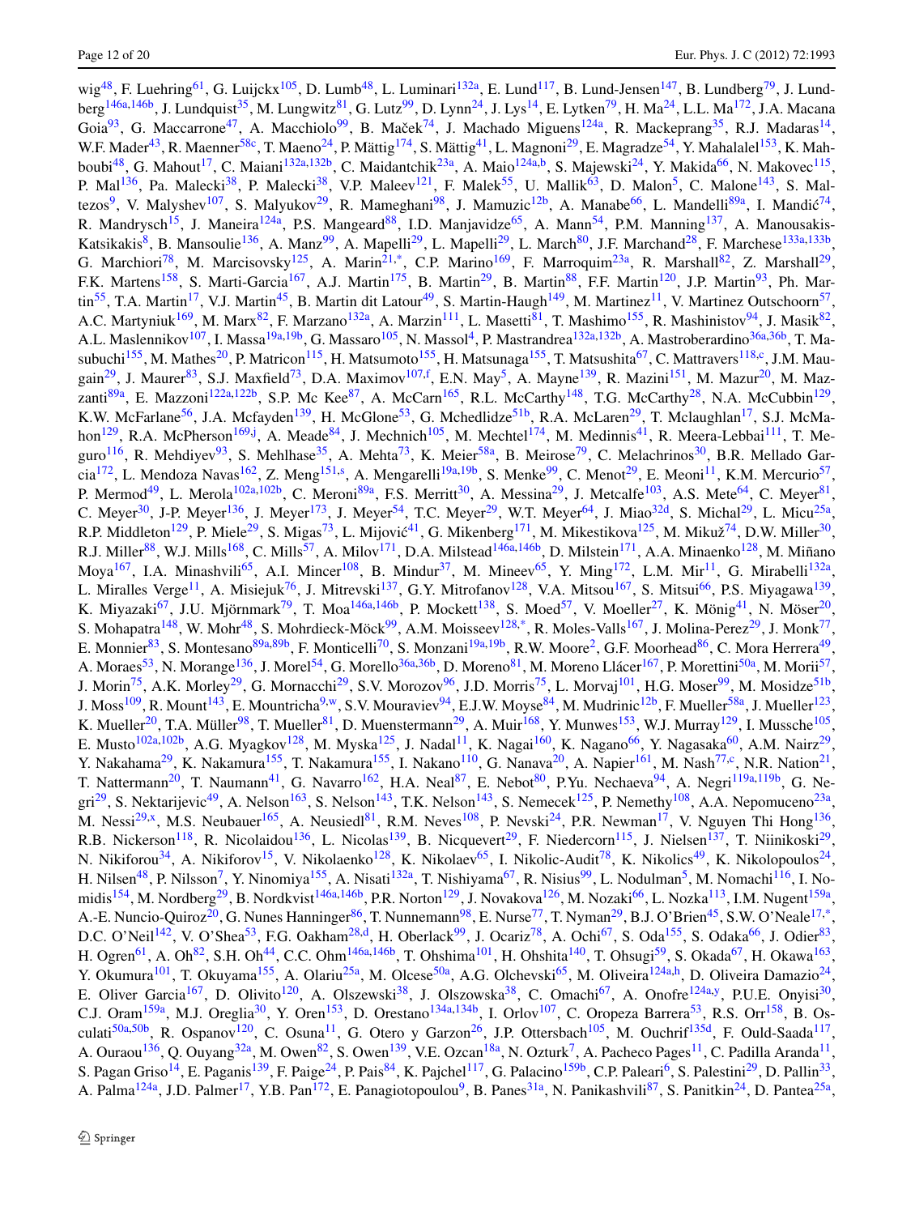wig[48], F. Luehring[61], G. Luijckx[105], D. Lumb[48], L. Luminari[132a], E. Lund[117], B. Lund-Jensen[147], B. Lundberg[79], J. Lundberg[146a,146b], J. Lundquist[35], M. Lungwitz[81], G. Lutz[99], D. Lynn[24], J. Lys[14], E. Lytken[79], H. Ma[24], L.L. Ma[172], J.A. Macana Goia[93], G. Maccarrone[47], A. Macchiolo[99], B. Maček[74], J. Machado Miguens[124a], R. Mackeprang[35], R.J. Madaras[14], W.F. Mader[43], R. Maenner[58c], T. Maeno[24], P. Mättig[174], S. Mättig[41], L. Magnoni[29], E. Magradze[54], Y. Mahalalel[153], K. Mahboubi[48], G. Mahout[17], C. Maiani[132a,132b], C. Maidantchik[23a], A. Maio[124a,b], S. Majewski[24], Y. Makida[66], N. Makovec[115], P. Mal[136], Pa. Malecki[38], P. Malecki[38], V.P. Maleev[121], F. Malek[55], U. Mallik[63], D. Malon[5], C. Malone[143], S. Maltezos[9], V. Malyshev[107], S. Malyukov[29], R. Mameghani[98], J. Mamuzic[12b], A. Manabe[66], L. Mandelli[89a], I. Mandić[74], R. Mandrysch[15], J. Maneira[124a], P.S. Mangeard[88], I.D. Manjavidze[65], A. Mann[54], P.M. Manning[137], A. Manousakis-Katsikakis[8], B. Mansoulie[136], A. Manz[99], A. Mapelli[29], L. Mapelli[29], L. March[80], J.F. Marchand[28], F. Marchese[133a,133b], G. Marchiori[78], M. Marcisovsky[125], A. Marin[21,*], C.P. Marino[169], F. Marroquim[23a], R. Marshall[82], Z. Marshall[29], F.K. Martens[158], S. Marti-Garcia[167], A.J. Martin[175], B. Martin[29], B. Martin[88], F.F. Martin[120], J.P. Martin[93], Ph. Martin[55], T.A. Martin[17], V.J. Martin[45], B. Martin dit Latour[49], S. Martin-Haugh[149], M. Martinez[11], V. Martinez Outschoorn[57], A.C. Martyniuk[169], M. Marx[82], F. Marzano[132a], A. Marzin[111], L. Masetti[81], T. Mashimo[155], R. Mashinistov[94], J. Masik[82], A.L. Maslennikov[107], I. Massa[19a,19b], G. Massaro[105], N. Massol[4], P. Mastrandrea[132a,132b], A. Mastroberardino[36a,36b], T. Masubuchi[155], M. Mathes[20], P. Matricon[115], H. Matsumoto[155], H. Matsunaga[155], T. Matsushita[67], C. Mattravers[118,c], J.M. Maugain[29], J. Maurer[83], S.J. Maxfield[73], D.A. Maximov[107,f], E.N. May[5], A. Mayne[139], R. Mazini[151], M. Mazur[20], M. Mazzanti[89a], E. Mazzoni[122a,122b], S.P. Mc Kee[87], A. McCarn[165], R.L. McCarthy[148], T.G. McCarthy[28], N.A. McCubbin[129], K.W. McFarlane[56], J.A. Mcfayden[139], H. McGlone[53], G. Mchedlidze[51b], R.A. McLaren[29], T. Mclaughlan[17], S.J. McMahon[129], R.A. McPherson[169,j], A. Meade[84], J. Mechnich[105], M. Mechtel[174], M. Medinnis[41], R. Meera-Lebbai[111], T. Meguro[116], R. Mehdiyev[93], S. Mehlhase[35], A. Mehta[73], K. Meier[58a], B. Meirose[79], C. Melachrinos[30], B.R. Mellado Garcia[172], L. Mendoza Navas[162], Z. Meng[151,s], A. Mengarelli[19a,19b], S. Menke[99], C. Menot[29], E. Meoni[11], K.M. Mercurio[57], P. Mermod[49], L. Merola[102a,102b], C. Meroni[89a], F.S. Merritt[30], A. Messina[29], J. Metcalfe[103], A.S. Mete[64], C. Meyer[81], C. Meyer[30], J-P. Meyer[136], J. Meyer[173], J. Meyer[54], T.C. Meyer[29], W.T. Meyer[64], J. Miao[32d], S. Michal[29], L. Micu[25a], R.P. Middleton[129], P. Miele[29], S. Migas[73], L. Mijović[41], G. Mikenberg[171], M. Mikestikova[125], M. Mikuž[74], D.W. Miller[30], R.J. Miller[88], W.J. Mills[168], C. Mills[57], A. Milov[171], D.A. Milstead[146a,146b], D. Milstein[171], A.A. Minaenko[128], M. Miñano Moya[167], I.A. Minashvili[65], A.I. Mincer[108], B. Mindur[37], M. Mineev[65], Y. Ming[172], L.M. Mir[11], G. Mirabelli[132a], L. Miralles Verge[11], A. Misiejuk[76], J. Mitrevski[137], G.Y. Mitrofanov[128], V.A. Mitsou[167], S. Mitsui[66], P.S. Miyagawa[139], K. Miyazaki[67], J.U. Mjörnmark[79], T. Moa[146a,146b], P. Mockett[138], S. Moed[57], V. Moeller[27], K. Mönig[41], N. Möser[20], S. Mohapatra[148], W. Mohr[48], S. Mohrdieck-Möck[99], A.M. Moisseev[128,*], R. Moles-Valls[167], J. Molina-Perez[29], J. Monk[77], E. Monnier[83], S. Montesano[89a,89b], F. Monticelli[70], S. Monzani[19a,19b], R.W. Moore[2], G.F. Moorhead[86], C. Mora Herrera[49], A. Moraes[53], N. Morange[136], J. Morel[54], G. Morello[36a,36b], D. Moreno[81], M. Moreno Llácer[167], P. Morettini[50a], M. Morii[57], J. Morin[75], A.K. Morley[29], G. Mornacchi[29], S.V. Morozov[96], J.D. Morris[75], L. Morvaj[101], H.G. Moser[99], M. Mosidze[51b], J. Moss[109], R. Mount[143], E. Mountricha[9,w], S.V. Mouraviev[94], E.J.W. Moyse[84], M. Mudrinic[12b], F. Mueller[58a], J. Mueller[123], K. Mueller[20], T.A. Müller[98], T. Mueller[81], D. Muenstermann[29], A. Muir[168], Y. Munwes[153], W.J. Murray[129], I. Mussche[105], E. Musto[102a,102b], A.G. Myagkov[128], M. Myska[125], J. Nadal[11], K. Nagai[160], K. Nagano[66], Y. Nagasaka[60], A.M. Nairz[29], Y. Nakahama[29], K. Nakamura[155], T. Nakamura[155], I. Nakano[110], G. Nanava[20], A. Napier[161], M. Nash[77,c], N.R. Nation[21], T. Nattermann[20], T. Naumann[41], G. Navarro[162], H.A. Neal[87], E. Nebot[80], P.Yu. Nechaeva[94], A. Negri[119a,119b], G. Negri[29], S. Nektarijevic[49], A. Nelson[163], S. Nelson[143], T.K. Nelson[143], S. Nemecek[125], P. Nemethy[108], A.A. Nepomuceno[23a], M. Nessi[29,x], M.S. Neubauer[165], A. Neusiedl[81], R.M. Neves[108], P. Nevski[24], P.R. Newman[17], V. Nguyen Thi Hong[136], R.B. Nickerson[118], R. Nicolaidou[136], L. Nicolas[139], B. Nicquevert[29], F. Niedercorn[115], J. Nielsen[137], T. Niinikoski[29], N. Nikiforou[34], A. Nikiforov[15], V. Nikolaenko[128], K. Nikolaev[65], I. Nikolic-Audit[78], K. Nikolics[49], K. Nikolopoulos[24], H. Nilsen[48], P. Nilsson[7], Y. Ninomiya[155], A. Nisati[132a], T. Nishiyama[67], R. Nisius[99], L. Nodulman[5], M. Nomachi[116], I. Nomidis[154], M. Nordberg[29], B. Nordkvist[146a,146b], P.R. Norton[129], J. Novakova[126], M. Nozaki[66], L. Nozka[113], I.M. Nugent[159a], A.-E. Nuncio-Quiroz[20], G. Nunes Hanninger[86], T. Nunnemann[98], E. Nurse[77], T. Nyman[29], B.J. O'Brien[45], S.W. O'Neale[17,*], D.C. O'Neil[142], V. O'Shea[53], F.G. Oakham[28,d], H. Oberlack[99], J. Ocariz[78], A. Ochi[67], S. Oda[155], S. Odaka[66], J. Odier[83], H. Ogren[61], A. Oh[82], S.H. Oh[44], C.C. Ohm[146a,146b], T. Ohshima[101], H. Ohshita[140], T. Ohsugi[59], S. Okada[67], H. Okawa[163], Y. Okumura[101], T. Okuyama[155], A. Olariu[25a], M. Olcese[50a], A.G. Olchevski[65], M. Oliveira[124a,h], D. Oliveira Damazio[24], E. Oliver Garcia[167], D. Olivito[120], A. Olszewski[38], J. Olszowska[38], C. Omachi[67], A. Onofre[124a,y], P.U.E. Onyisi[30], C.J. Oram[159a], M.J. Oreglia[30], Y. Oren[153], D. Orestano[134a,134b], I. Orlov[107], C. Oropeza Barrera[53], R.S. Orr[158], B. Osculati[50a,50b], R. Ospanov[120], C. Osuna[11], G. Otero y Garzon[26], J.P. Ottersbach[105], M. Ouchrif[135d], F. Ould-Saada[117], A. Ouraou[136], Q. Ouyang[32a], M. Owen[82], S. Owen[139], V.E. Ozcan[18a], N. Ozturk[7], A. Pacheco Pages[11], C. Padilla Aranda[11], S. Pagan Griso[14], E. Paganis[139], F. Paige[24], P. Pais[84], K. Pajchel[117], G. Palacino[159b], C.P. Paleari[6], S. Palestini[29], D. Pallin[33], A. Palma[124a], J.D. Palmer[17], Y.B. Pan[172], E. Panagiotopoulou[9], B. Panes[31a], N. Panikashvili[87], S. Panitkin[24], D. Pantea[25a],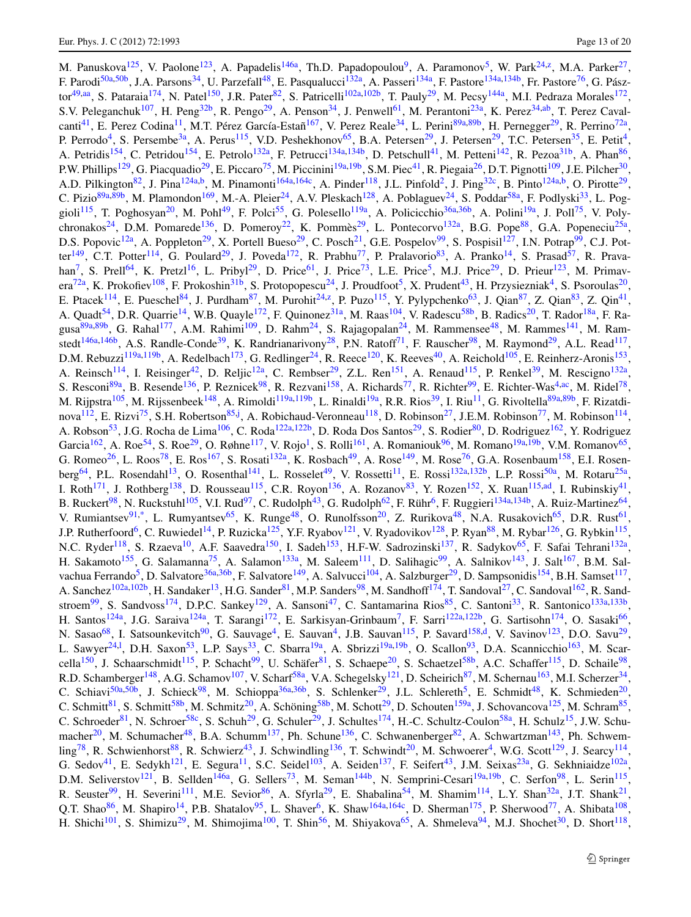M. Panuskova[125], V. Paolone[123], A. Papadelis[146a], Th.D. Papadopoulou[9], A. Paramonov[5], W. Park[24,z], M.A. Parker[27], F. Parodi[50a,50b], J.A. Parsons[34], U. Parzefall[48], E. Pasqualucci[132a], A. Passeri[134a], F. Pastore[134a,134b], Fr. Pastore[76], G. Pásztor[49,aa], S. Pataraia[174], N. Patel[150], J.R. Pater[82], S. Patricelli[102a,102b], T. Pauly[29], M. Pecsy[144a], M.I. Pedraza Morales[172], S.V. Peleganchuk[107], H. Peng[32b], R. Pengo[29], A. Penson[34], J. Penwell[61], M. Perantoni[23a], K. Perez[34,ab], T. Perez Cavalcanti[41], E. Perez Codina[11], M.T. Pérez García-Estañ[167], V. Perez Reale[34], L. Perini[89a,89b], H. Pernegger[29], R. Perrino[72a], P. Perrodo[4], S. Persembe[3a], A. Perus[115], V.D. Peshekhonov[65], B.A. Petersen[29], J. Petersen[29], T.C. Petersen[35], E. Petit[4], A. Petridis[154], C. Petridou[154], E. Petrolo[132a], F. Petrucci[134a,134b], D. Petschull[41], M. Petteni[142], R. Pezoa[31b], A. Phan[86], P.W. Phillips[129], G. Piacquadio[29], E. Piccaro[75], M. Piccinini[19a,19b], S.M. Piec[41], R. Piegaia[26], D.T. Pignotti[109], J.E. Pilcher[30], A.D. Pilkington[82], J. Pina[124a,b], M. Pinamonti[164a,164c], A. Pinder[118], J.L. Pinfold[2], J. Ping[32c], B. Pinto[124a,b], O. Pirotte[29], C. Pizio[89a,89b], M. Plamondon[169], M.-A. Pleier[24], A.V. Pleskach[128], A. Poblaguev[24], S. Poddar[58a], F. Podlyski[33], L. Poggioli[115], T. Poghosyan[20], M. Pohl[49], F. Polci[55], G. Polesello[119a], A. Policicchio[36a,36b], A. Polini[19a], J. Poll[75], V. Polychronakos[24], D.M. Pomarede[136], D. Pomeroy[22], K. Pommès[29], L. Pontecorvo[132a], B.G. Pope[88], G.A. Popeneciu[25a], D.S. Popovic[12a], A. Poppleton[29], X. Portell Bueso[29], C. Posch[21], G.E. Pospelov[99], S. Pospisil[127], I.N. Potrap[99], C.J. Potter[149], C.T. Potter[114], G. Poulard[29], J. Poveda[172], R. Prabhu[77], P. Pralavorio[83], A. Pranko[14], S. Prasad[57], R. Pravahan[7], S. Prell[64], K. Pretzl[16], L. Pribyl[29], D. Price[61], J. Price[73], L.E. Price[5], M.J. Price[29], D. Prieur[123], M. Primavera[72a], K. Prokofiev[108], F. Prokoshin[31b], S. Protopopescu[24], J. Proudfoot[5], X. Prudent[43], H. Przysiezniak[4], S. Psoroulas[20], E. Ptacek[114], E. Pueschel[84], J. Purdham[87], M. Purohit[24,z], P. Puzo[115], Y. Pylypchenko[63], J. Qian[87], Z. Qian[83], Z. Qin[41], A. Quadt[54], D.R. Quarrie[14], W.B. Quayle[172], F. Quinonez[31a], M. Raas[104], V. Radescu[58b], B. Radics[20], T. Rador[18a], F. Ragusa[89a,89b], G. Rahal[177], A.M. Rahimi[109], D. Rahm[24], S. Rajagopalan[24], M. Rammensee[48], M. Rammes[141], M. Ramstedt[146a,146b], A.S. Randle-Conde[39], K. Randrianarivony[28], P.N. Ratoff[71], F. Rauscher[98], M. Raymond[29], A.L. Read[117], D.M. Rebuzzi[119a,119b], A. Redelbach[173], G. Redlinger[24], R. Reece[120], K. Reeves[40], A. Reichold[105], E. Reinherz-Aronis[153], A. Reinsch[114], I. Reisinger[42], D. Reljic[12a], C. Rembser[29], Z.L. Ren[151], A. Renaud[115], P. Renkel[39], M. Rescigno[132a], S. Resconi[89a], B. Resende[136], P. Reznicek[98], R. Rezvani[158], A. Richards[77], R. Richter[99], E. Richter-Was[4,ac], M. Ridel[78], M. Rijpstra[105], M. Rijssenbeek[148], A. Rimoldi[119a,119b], L. Rinaldi[19a], R.R. Rios[39], I. Riu[11], G. Rivoltella[89a,89b], F. Rizatdinova[112], E. Rizvi[75], S.H. Robertson[85,j], A. Robichaud-Veronneau[118], D. Robinson[27], J.E.M. Robinson[77], M. Robinson[114], A. Robson[53], J.G. Rocha de Lima[106], C. Roda[122a,122b], D. Roda Dos Santos[29], S. Rodier[80], D. Rodriguez[162], Y. Rodriguez Garcia[162], A. Roe[54], S. Roe[29], O. Røhne[117], V. Rojo[1], S. Rolli[161], A. Romaniouk[96], M. Romano[19a,19b], V.M. Romanov[65], G. Romeo[26], L. Roos[78], E. Ros[167], S. Rosati[132a], K. Rosbach[49], A. Rose[149], M. Rose[76], G.A. Rosenbaum[158], E.I. Rosenberg[64], P.L. Rosendahl[13], O. Rosenthal[141], L. Rosselet[49], V. Rossetti[11], E. Rossi[132a,132b], L.P. Rossi[50a], M. Rotaru[25a], I. Roth[171], J. Rothberg[138], D. Rousseau[115], C.R. Royon[136], A. Rozanov[83], Y. Rozen[152], X. Ruan[115,ad], I. Rubinskiy[41], B. Ruckert[98], N. Ruckstuhl[105], V.I. Rud[97], C. Rudolph[43], G. Rudolph[62], F. Rühr[6], F. Ruggieri[134a,134b], A. Ruiz-Martinez[64], V. Rumiantsev[91,*], L. Rumyantsev[65], K. Runge[48], O. Runolfsson[20], Z. Rurikova[48], N.A. Rusakovich[65], D.R. Rust[61], J.P. Rutherfoord[6], C. Ruwiedel[14], P. Ruzicka[125], Y.F. Ryabov[121], V. Ryadovikov[128], P. Ryan[88], M. Rybar[126], G. Rybkin[115], N.C. Ryder[118], S. Rzaeva[10], A.F. Saavedra[150], I. Sadeh[153], H.F-W. Sadrozinski[137], R. Sadykov[65], F. Safai Tehrani[132a], H. Sakamoto[155], G. Salamanna[75], A. Salamon[133a], M. Saleem[111], D. Salihagic[99], A. Salnikov[143], J. Salt[167], B.M. Salvachua Ferrando[5], D. Salvatore[36a,36b], F. Salvatore[149], A. Salvucci[104], A. Salzburger[29], D. Sampsonidis[154], B.H. Samset[117], A. Sanchez[102a,102b], H. Sandaker[13], H.G. Sander[81], M.P. Sanders[98], M. Sandhoff[174], T. Sandoval[27], C. Sandoval[162], R. Sandstroem[99], S. Sandvoss[174], D.P.C. Sankey[129], A. Sansoni[47], C. Santamarina Rios[85], C. Santoni[33], R. Santonico[133a,133b], H. Santos[124a], J.G. Saraiva[124a], T. Sarangi[172], E. Sarkisyan-Grinbaum[7], F. Sarri[122a,122b], G. Sartisohn[174], O. Sasaki[66], N. Sasao[68], I. Satsounkevitch[90], G. Sauvage[4], E. Sauvan[4], J.B. Sauvan[115], P. Savard[158,d], V. Savinov[123], D.O. Savu[29], L. Sawyer[24,l], D.H. Saxon[53], L.P. Says[33], C. Sbarra[19a], A. Sbrizzi[19a,19b], O. Scallon[93], D.A. Scannicchio[163], M. Scarcella[150], J. Schaarschmidt[115], P. Schacht[99], U. Schäfer[81], S. Schaepe[20], S. Schaetzel[58b], A.C. Schaffer[115], D. Schaile[98], R.D. Schamberger[148], A.G. Schamov[107], V. Scharf[58a], V.A. Schegelsky[121], D. Scheirich[87], M. Schernau[163], M.I. Scherzer[34], C. Schiavi[50a,50b], J. Schieck[98], M. Schioppa[36a,36b], S. Schlenker[29], J.L. Schlereth[5], E. Schmidt[48], K. Schmieden[20], C. Schmitt[81], S. Schmitt[58b], M. Schmitz[20], A. Schöning[58b], M. Schott[29], D. Schouten[159a], J. Schovancova[125], M. Schram[85], C. Schroeder[81], N. Schroer[58c], S. Schuh[29], G. Schuler[29], J. Schultes[174], H.-C. Schultz-Coulon[58a], H. Schulz[15], J.W. Schumacher[20], M. Schumacher[48], B.A. Schumm[137], Ph. Schune[136], C. Schwanenberger[82], A. Schwartzman[143], Ph. Schwemling[78], R. Schwienhorst[88], R. Schwierz[43], J. Schwindling[136], T. Schwindt[20], M. Schwoerer[4], W.G. Scott[129], J. Searcy[114], G. Sedov[41], E. Sedykh[121], E. Segura[11], S.C. Seidel[103], A. Seiden[137], F. Seifert[43], J.M. Seixas[23a], G. Sekhniaidze[102a], D.M. Seliverstov[121], B. Sellden[146a], G. Sellers[73], M. Seman[144b], N. Semprini-Cesari[19a,19b], C. Serfon[98], L. Serin[115], R. Seuster[99], H. Severini[111], M.E. Sevior[86], A. Sfyrla[29], E. Shabalina[54], M. Shamim[114], L.Y. Shan[32a], J.T. Shank[21], Q.T. Shao[86], M. Shapiro[14], P.B. Shatalov[95], L. Shaver[6], K. Shaw[164a,164c], D. Sherman[175], P. Sherwood[77], A. Shibata[108], H. Shichi[101], S. Shimizu[29], M. Shimojima[100], T. Shin[56], M. Shiyakova[65], A. Shmeleva[94], M.J. Shochet[30], D. Short[118],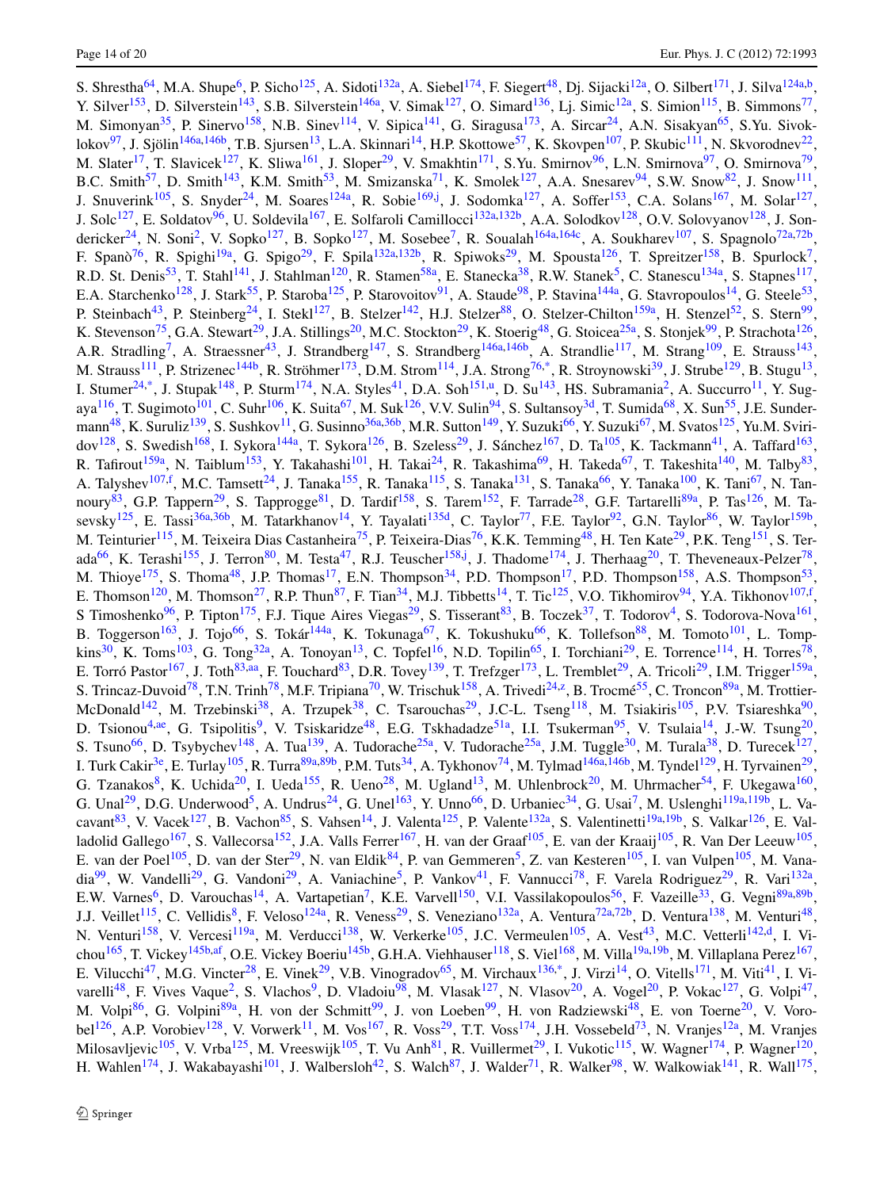S. Shrestha[64], M.A. Shupe[6], P. Sicho[125], A. Sidoti[132a], A. Siebel[174], F. Siegert[48], Dj. Sijacki[12a], O. Silbert[171], J. Silva[124a,b], Y. Silver[153], D. Silverstein[143], S.B. Silverstein[146a], V. Simak[127], O. Simard[136], Lj. Simic[12a], S. Simion[115], B. Simmons[77], M. Simonyan[35], P. Sinervo[158], N.B. Sinev[114], V. Sipica[141], G. Siragusa[173], A. Sircar[24], A.N. Sisakyan[65], S.Yu. Sivoklokov[97], J. Sjölin[146a,146b], T.B. Sjursen[13], L.A. Skinnari[14], H.P. Skottowe[57], K. Skovpen[107], P. Skubic[111], N. Skvorodnev[22], M. Slater[17], T. Slavicek[127], K. Sliwa[161], J. Sloper[29], V. Smakhtin[171], S.Yu. Smirnov[96], L.N. Smirnova[97], O. Smirnova[79], B.C. Smith[57], D. Smith[143], K.M. Smith[53], M. Smizanska[71], K. Smolek[127], A.A. Snesarev[94], S.W. Snow[82], J. Snow[111], J. Snuverink[105], S. Snyder[24], M. Soares[124a], R. Sobie[169,j], J. Sodomka[127], A. Soffer[153], C.A. Solans[167], M. Solar[127], J. Solc[127], E. Soldatov[96], U. Soldevila[167], E. Solfaroli Camillocci[132a,132b], A.A. Solodkov[128], O.V. Solovyanov[128], J. Sondericker[24], N. Soni[2], V. Sopko[127], B. Sopko[127], M. Sosebee[7], R. Soualah[164a,164c], A. Soukharev[107], S. Spagnolo[72a,72b], F. Spanò[76], R. Spighi[19a], G. Spigo[29], F. Spila[132a,132b], R. Spiwoks[29], M. Spousta[126], T. Spreitzer[158], B. Spurlock[7], R.D. St. Denis[53], T. Stahl[141], J. Stahlman[120], R. Stamen[58a], E. Stanecka[38], R.W. Stanek[5], C. Stanescu[134a], S. Stapnes[117], E.A. Starchenko[128], J. Stark[55], P. Staroba[125], P. Starovoitov[91], A. Staude[98], P. Stavina[144a], G. Stavropoulos[14], G. Steele[53], P. Steinbach[43], P. Steinberg[24], I. Stekl[127], B. Stelzer[142], H.J. Stelzer[88], O. Stelzer-Chilton[159a], H. Stenzel[52], S. Stern[99], K. Stevenson[75], G.A. Stewart[29], J.A. Stillings[20], M.C. Stockton[29], K. Stoerig[48], G. Stoicea[25a], S. Stonjek[99], P. Strachota[126], A.R. Stradling[7], A. Straessner[43], J. Strandberg[147], S. Strandberg[146a,146b], A. Strandlie[117], M. Strang[109], E. Strauss[143], M. Strauss[111], P. Strizenec[144b], R. Ströhmer[173], D.M. Strom[114], J.A. Strong[76,*], R. Stroynowski[39], J. Strube[129], B. Stugu[13], I. Stumer[24,*], J. Stupak[148], P. Sturm[174], N.A. Styles[41], D.A. Soh[151,u], D. Su[143], HS. Subramania[2], A. Succurro[11], Y. Sugaya[116], T. Sugimoto[101], C. Suhr[106], K. Suita[67], M. Suk[126], V.V. Sulin[94], S. Sultansoy[3d], T. Sumida[68], X. Sun[55], J.E. Sundermann[48], K. Suruliz[139], S. Sushkov[11], G. Susinno[36a,36b], M.R. Sutton[149], Y. Suzuki[66], Y. Suzuki[67], M. Svatos[125], Yu.M. Sviridov[128], S. Swedish[168], I. Sykora[144a], T. Sykora[126], B. Szeless[29], J. Sánchez[167], D. Ta[105], K. Tackmann[41], A. Taffard[163], R. Tafirout[159a], N. Taiblum[153], Y. Takahashi[101], H. Takai[24], R. Takashima[69], H. Takeda[67], T. Takeshita[140], M. Talby[83], A. Talyshev[107,f], M.C. Tamsett[24], J. Tanaka[155], R. Tanaka[115], S. Tanaka[131], S. Tanaka[66], Y. Tanaka[100], K. Tani[67], N. Tannoury[83], G.P. Tappern[29], S. Tapprogge[81], D. Tardif[158], S. Tarem[152], F. Tarrade[28], G.F. Tartarelli[89a], P. Tas[126], M. Tasevsky[125], E. Tassi[36a,36b], M. Tatarkhanov[14], Y. Tayalati[135d], C. Taylor[77], F.E. Taylor[92], G.N. Taylor[86], W. Taylor[159b], M. Teinturier[115], M. Teixeira Dias Castanheira[75], P. Teixeira-Dias[76], K.K. Temming[48], H. Ten Kate[29], P.K. Teng[151], S. Terada[66], K. Terashi[155], J. Terron[80], M. Testa[47], R.J. Teuscher[158,j], J. Thadome[174], J. Therhaag[20], T. Theveneaux-Pelzer[78], M. Thioye[175], S. Thoma[48], J.P. Thomas[17], E.N. Thompson[34], P.D. Thompson[17], P.D. Thompson[158], A.S. Thompson[53], E. Thomson[120], M. Thomson[27], R.P. Thun[87], F. Tian[34], M.J. Tibbetts[14], T. Tic[125], V.O. Tikhomirov[94], Y.A. Tikhonov[107,f], S Timoshenko[96], P. Tipton[175], F.J. Tique Aires Viegas[29], S. Tisserant[83], B. Toczek[37], T. Todorov[4], S. Todorova-Nova[161], B. Toggerson[163], J. Tojo[66], S. Tokár[144a], K. Tokunaga[67], K. Tokushuku[66], K. Tollefson[88], M. Tomoto[101], L. Tompkins[30], K. Toms[103], G. Tong[32a], A. Tonoyan[13], C. Topfel[16], N.D. Topilin[65], I. Torchiani[29], E. Torrence[114], H. Torres[78], E. Torró Pastor[167], J. Toth[83,aa], F. Touchard[83], D.R. Tovey[139], T. Trefzger[173], L. Tremblet[29], A. Tricoli[29], I.M. Trigger[159a], S. Trincaz-Duvoid[78], T.N. Trinh[78], M.F. Tripiana[70], W. Trischuk[158], A. Trivedi[24,z], B. Trocmé[55], C. Troncon[89a], M. Trottier-McDonald[142], M. Trzebinski[38], A. Trzupek[38], C. Tsarouchas[29], J.C-L. Tseng[118], M. Tsiakiris[105], P.V. Tsiareshka[90], D. Tsionou[4,ae], G. Tsipolitis[9], V. Tsiskaridze[48], E.G. Tskhadadze[51a], I.I. Tsukerman[95], V. Tsulaia[14], J.-W. Tsung[20], S. Tsuno[66], D. Tsybychev[148], A. Tua[139], A. Tudorache[25a], V. Tudorache[25a], J.M. Tuggle[30], M. Turala[38], D. Turecek[127], I. Turk Cakir[3e], E. Turlay[105], R. Turra[89a,89b], P.M. Tuts[34], A. Tykhonov[74], M. Tylmad[146a,146b], M. Tyndel[129], H. Tyrvainen[29], G. Tzanakos[8], K. Uchida[20], I. Ueda[155], R. Ueno[28], M. Ugland[13], M. Uhlenbrock[20], M. Uhrmacher[54], F. Ukegawa[160], G. Unal[29], D.G. Underwood[5], A. Undrus[24], G. Unel[163], Y. Unno[66], D. Urbaniec[34], G. Usai[7], M. Uslenghi[119a,119b], L. Vacavant[83], V. Vacek[127], B. Vachon[85], S. Vahsen[14], J. Valenta[125], P. Valente[132a], S. Valentinetti[19a,19b], S. Valkar[126], E. Valladolid Gallego[167], S. Vallecorsa[152], J.A. Valls Ferrer[167], H. van der Graaf[105], E. van der Kraaij[105], R. Van Der Leeuw[105], E. van der Poel[105], D. van der Ster[29], N. van Eldik[84], P. van Gemmeren[5], Z. van Kesteren[105], I. van Vulpen[105], M. Vanadia[99], W. Vandelli[29], G. Vandoni[29], A. Vaniachine[5], P. Vankov[41], F. Vannucci[78], F. Varela Rodriguez[29], R. Vari[132a], E.W. Varnes[6], D. Varouchas[14], A. Vartapetian[7], K.E. Varvell[150], V.I. Vassilakopoulos[56], F. Vazeille[33], G. Vegni[89a,89b], J.J. Veillet[115], C. Vellidis[8], F. Veloso[124a], R. Veness[29], S. Veneziano[132a], A. Ventura[72a,72b], D. Ventura[138], M. Venturi[48], N. Venturi[158], V. Vercesi[119a], M. Verducci[138], W. Verkerke[105], J.C. Vermeulen[105], A. Vest[43], M.C. Vetterli[142,d], I. Vichou[165], T. Vickey[145b,af], O.E. Vickey Boeriu[145b], G.H.A. Viehhauser[118], S. Viel[168], M. Villa[19a,19b], M. Villaplana Perez[167], E. Vilucchi[47], M.G. Vincter[28], E. Vinek[29], V.B. Vinogradov[65], M. Virchaux[136,*], J. Virzi[14], O. Vitells[171], M. Viti[41], I. Vivarelli[48], F. Vives Vaque[2], S. Vlachos[9], D. Vladoiu[98], M. Vlasak[127], N. Vlasov[20], A. Vogel[20], P. Vokac[127], G. Volpi[47], M. Volpi[86], G. Volpini[89a], H. von der Schmitt[99], J. von Loeben[99], H. von Radziewski[48], E. von Toerne[20], V. Vorobel[126], A.P. Vorobiev[128], V. Vorwerk[11], M. Vos[167], R. Voss[29], T.T. Voss[174], J.H. Vossebeld[73], N. Vranjes[12a], M. Vranjes Milosavljevic[105], V. Vrba[125], M. Vreeswijk[105], T. Vu Anh[81], R. Vuillermet[29], I. Vukotic[115], W. Wagner[174], P. Wagner[120], H. Wahlen[174], J. Wakabayashi[101], J. Walbersloh[42], S. Walch[87], J. Walder[71], R. Walker[98], W. Walkowiak[141], R. Wall[175],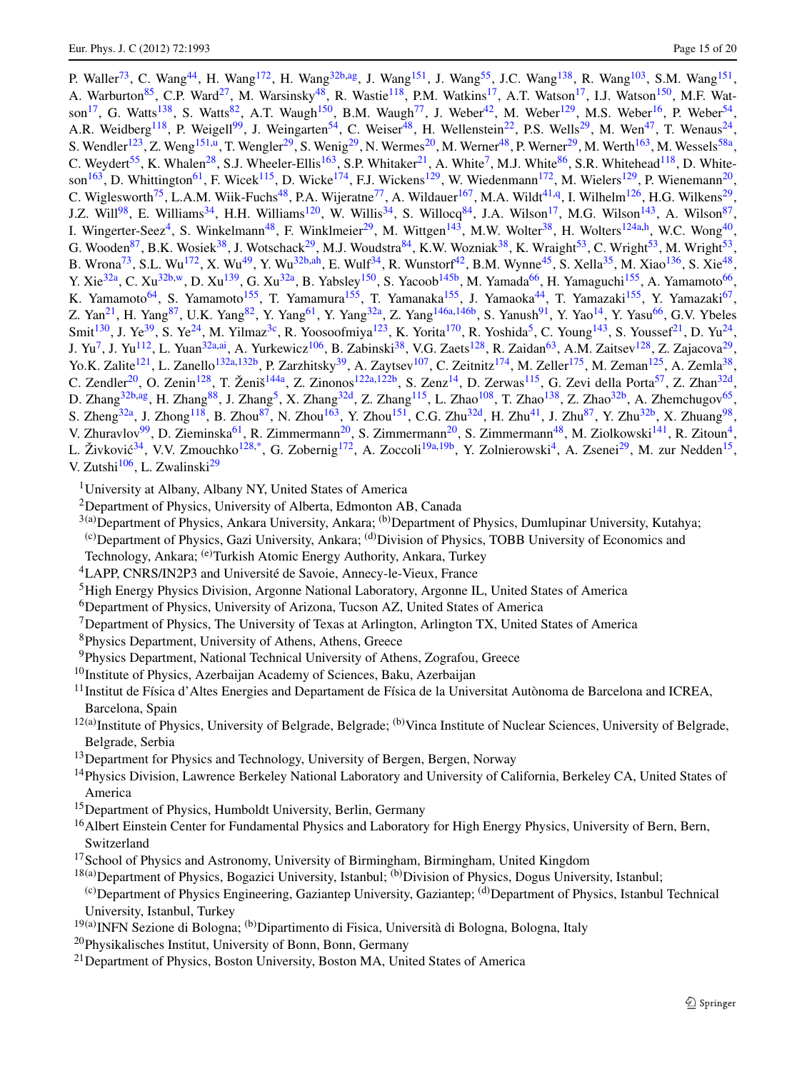P. Waller[73], C. Wang[44], H. Wang[172], H. Wang[32b,ag], J. Wang[151], J. Wang[55], J.C. Wang[138], R. Wang[103], S.M. Wang[151], A. Warburton[85], C.P. Ward[27], M. Warsinsky[48], R. Wastie[118], P.M. Watkins[17], A.T. Watson[17], I.J. Watson[150], M.F. Watson[17], G. Watts[138], S. Watts[82], A.T. Waugh[150], B.M. Waugh[77], J. Weber[42], M. Weber[129], M.S. Weber[16], P. Weber[54], A.R. Weidberg[118], P. Weigell[99], J. Weingarten[54], C. Weiser[48], H. Wellenstein[22], P.S. Wells[29], M. Wen[47], T. Wenaus[24], S. Wendler[123], Z. Weng[151,u], T. Wengler[29], S. Wenig[29], N. Wermes[20], M. Werner[48], P. Werner[29], M. Werth[163], M. Wessels[58a], C. Weydert[55], K. Whalen[28], S.J. Wheeler-Ellis[163], S.P. Whitaker[21], A. White[7], M.J. White[86], S.R. Whitehead[118], D. Whiteson[163], D. Whittington[61], F. Wicek[115], D. Wicke[174], F.J. Wickens[129], W. Wiedenmann[172], M. Wielers[129], P. Wienemann[20], C. Wiglesworth[75], L.A.M. Wiik-Fuchs[48], P.A. Wijeratne[77], A. Wildauer[167], M.A. Wildt[41,q], I. Wilhelm[126], H.G. Wilkens[29], J.Z. Will[98], E. Williams[34], H.H. Williams[120], W. Willis[34], S. Willocq[84], J.A. Wilson[17], M.G. Wilson[143], A. Wilson[87], I. Wingerter-Seez[4], S. Winkelmann[48], F. Winklmeier[29], M. Wittgen[143], M.W. Wolter[38], H. Wolters[124a,h], W.C. Wong[40], G. Wooden[87], B.K. Wosiek[38], J. Wotschack[29], M.J. Woudstra[84], K.W. Wozniak[38], K. Wraight[53], C. Wright[53], M. Wright[53], B. Wrona[73], S.L. Wu[172], X. Wu[49], Y. Wu[32b,ah], E. Wulf[34], R. Wunstorf[42], B.M. Wynne[45], S. Xella[35], M. Xiao[136], S. Xie[48], Y. Xie[32a], C. Xu[32b,w], D. Xu[139], G. Xu[32a], B. Yabsley[150], S. Yacoob[145b], M. Yamada[66], H. Yamaguchi[155], A. Yamamoto[66], K. Yamamoto[64], S. Yamamoto[155], T. Yamamura[155], T. Yamanaka[155], J. Yamaoka[44], T. Yamazaki[155], Y. Yamazaki[67], Z. Yan[21], H. Yang[87], U.K. Yang[82], Y. Yang[61], Y. Yang[32a], Z. Yang[146a,146b], S. Yanush[91], Y. Yao[14], Y. Yasu[66], G.V. Ybeles Smit[130], J. Ye[39], S. Ye[24], M. Yilmaz[3c], R. Yoosoofmiya[123], K. Yorita[170], R. Yoshida[5], C. Young[143], S. Youssef[21], D. Yu[24], J. Yu[7], J. Yu[112], L. Yuan[32a,ai], A. Yurkewicz[106], B. Zabinski[38], V.G. Zaets[128], R. Zaidan[63], A.M. Zaitsev[128], Z. Zajacova[29], Yo.K. Zalite[121], L. Zanello[132a,132b], P. Zarzhitsky[39], A. Zaytsev[107], C. Zeitnitz[174], M. Zeller[175], M. Zeman[125], A. Zemla[38], C. Zendler[20], O. Zenin[128], T. Ženiš[144a], Z. Zinonos[122a,122b], S. Zenz[14], D. Zerwas[115], G. Zevi della Porta[57], Z. Zhan[32d], D. Zhang[32b,ag], H. Zhang[88], J. Zhang[5], X. Zhang[32d], Z. Zhang[115], L. Zhao[108], T. Zhao[138], Z. Zhao[32b], A. Zhemchugov[65], S. Zheng[32a], J. Zhong[118], B. Zhou[87], N. Zhou[163], Y. Zhou[151], C.G. Zhu[32d], H. Zhu[41], J. Zhu[87], Y. Zhu[32b], X. Zhuang[98], V. Zhuravlov[99], D. Zieminska[61], R. Zimmermann[20], S. Zimmermann[20], S. Zimmermann[48], M. Ziolkowski[141], R. Zitoun[4], L. Živković[34], V.V. Zmouchko[128,*], G. Zobernig[172], A. Zoccoli[19a,19b], Y. Zolnierowski[4], A. Zsenei[29], M. zur Nedden[15], V. Zutshi[106], L. Zwalinski[29]

[1] University at Albany, Albany NY, United States of America

[2] Department of Physics, University of Alberta, Edmonton AB, Canada

[3] [(a)] Department of Physics, Ankara University, Ankara; [(b)] Department of Physics, Dumlupinar University, Kutahya; [(c)] Department of Physics, Gazi University, Ankara; [(d)] Division of Physics, TOBB University of Economics and Technology, Ankara; [(e)] Turkish Atomic Energy Authority, Ankara, Turkey

[4] LAPP, CNRS/IN2P3 and Université de Savoie, Annecy-le-Vieux, France

[5] High Energy Physics Division, Argonne National Laboratory, Argonne IL, United States of America

[6] Department of Physics, University of Arizona, Tucson AZ, United States of America

[7] Department of Physics, The University of Texas at Arlington, Arlington TX, United States of America

[8] Physics Department, University of Athens, Athens, Greece

[9] Physics Department, National Technical University of Athens, Zografou, Greece

[10] Institute of Physics, Azerbaijan Academy of Sciences, Baku, Azerbaijan

[11] Institut de Física d'Altes Energies and Departament de Física de la Universitat Autònoma de Barcelona and ICREA, Barcelona, Spain

[12] [(a)] Institute of Physics, University of Belgrade, Belgrade; [(b)] Vinca Institute of Nuclear Sciences, University of Belgrade, Belgrade, Serbia

[13] Department for Physics and Technology, University of Bergen, Bergen, Norway

[14] Physics Division, Lawrence Berkeley National Laboratory and University of California, Berkeley CA, United States of America

[15] Department of Physics, Humboldt University, Berlin, Germany

[16] Albert Einstein Center for Fundamental Physics and Laboratory for High Energy Physics, University of Bern, Bern, Switzerland

[17] School of Physics and Astronomy, University of Birmingham, Birmingham, United Kingdom

[18] [(a)] Department of Physics, Bogazici University, Istanbul; [(b)] Division of Physics, Dogus University, Istanbul; [(c)] Department of Physics Engineering, Gaziantep University, Gaziantep; [(d)] Department of Physics, Istanbul Technical University, Istanbul, Turkey

[19] [(a)] INFN Sezione di Bologna; [(b)] Dipartimento di Fisica, Università di Bologna, Bologna, Italy

[20] Physikalisches Institut, University of Bonn, Bonn, Germany

[21] Department of Physics, Boston University, Boston MA, United States of America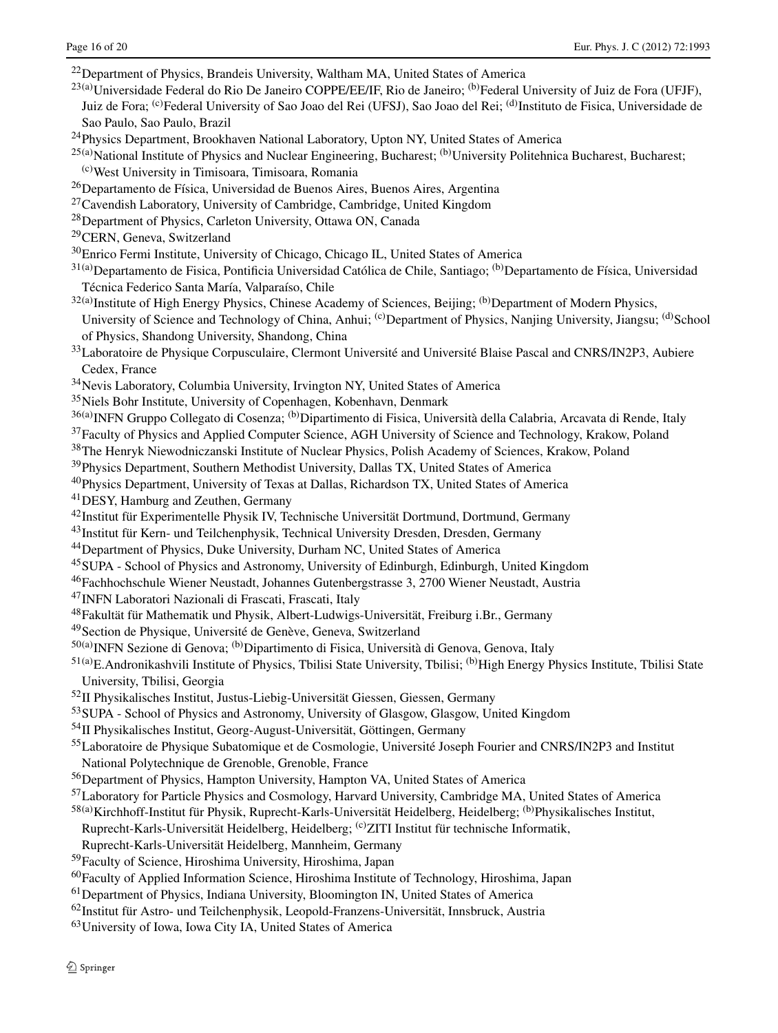[22]Department of Physics, Brandeis University, Waltham MA, United States of America
[23(a)]Universidade Federal do Rio De Janeiro COPPE/EE/IF, Rio de Janeiro; [(b)]Federal University of Juiz de Fora (UFJF), Juiz de Fora; [(c)]Federal University of Sao Joao del Rei (UFSJ), Sao Joao del Rei; [(d)]Instituto de Fisica, Universidade de Sao Paulo, Sao Paulo, Brazil
[24]Physics Department, Brookhaven National Laboratory, Upton NY, United States of America
[25(a)]National Institute of Physics and Nuclear Engineering, Bucharest; [(b)]University Politehnica Bucharest, Bucharest; [(c)]West University in Timisoara, Timisoara, Romania
[26]Departamento de Física, Universidad de Buenos Aires, Buenos Aires, Argentina
[27]Cavendish Laboratory, University of Cambridge, Cambridge, United Kingdom
[28]Department of Physics, Carleton University, Ottawa ON, Canada
[29]CERN, Geneva, Switzerland
[30]Enrico Fermi Institute, University of Chicago, Chicago IL, United States of America
[31(a)]Departamento de Fisica, Pontificia Universidad Católica de Chile, Santiago; [(b)]Departamento de Física, Universidad Técnica Federico Santa María, Valparaíso, Chile
[32(a)]Institute of High Energy Physics, Chinese Academy of Sciences, Beijing; [(b)]Department of Modern Physics, University of Science and Technology of China, Anhui; [(c)]Department of Physics, Nanjing University, Jiangsu; [(d)]School of Physics, Shandong University, Shandong, China
[33]Laboratoire de Physique Corpusculaire, Clermont Université and Université Blaise Pascal and CNRS/IN2P3, Aubiere Cedex, France
[34]Nevis Laboratory, Columbia University, Irvington NY, United States of America
[35]Niels Bohr Institute, University of Copenhagen, Kobenhavn, Denmark
[36(a)]INFN Gruppo Collegato di Cosenza; [(b)]Dipartimento di Fisica, Università della Calabria, Arcavata di Rende, Italy
[37]Faculty of Physics and Applied Computer Science, AGH University of Science and Technology, Krakow, Poland
[38]The Henryk Niewodniczanski Institute of Nuclear Physics, Polish Academy of Sciences, Krakow, Poland
[39]Physics Department, Southern Methodist University, Dallas TX, United States of America
[40]Physics Department, University of Texas at Dallas, Richardson TX, United States of America
[41]DESY, Hamburg and Zeuthen, Germany
[42]Institut für Experimentelle Physik IV, Technische Universität Dortmund, Dortmund, Germany
[43]Institut für Kern- und Teilchenphysik, Technical University Dresden, Dresden, Germany
[44]Department of Physics, Duke University, Durham NC, United States of America
[45]SUPA - School of Physics and Astronomy, University of Edinburgh, Edinburgh, United Kingdom
[46]Fachhochschule Wiener Neustadt, Johannes Gutenbergstrasse 3, 2700 Wiener Neustadt, Austria
[47]INFN Laboratori Nazionali di Frascati, Frascati, Italy
[48]Fakultät für Mathematik und Physik, Albert-Ludwigs-Universität, Freiburg i.Br., Germany
[49]Section de Physique, Université de Genève, Geneva, Switzerland
[50(a)]INFN Sezione di Genova; [(b)]Dipartimento di Fisica, Università di Genova, Genova, Italy
[51(a)]E.Andronikashvili Institute of Physics, Tbilisi State University, Tbilisi; [(b)]High Energy Physics Institute, Tbilisi State University, Tbilisi, Georgia
[52]II Physikalisches Institut, Justus-Liebig-Universität Giessen, Giessen, Germany
[53]SUPA - School of Physics and Astronomy, University of Glasgow, Glasgow, United Kingdom
[54]II Physikalisches Institut, Georg-August-Universität, Göttingen, Germany
[55]Laboratoire de Physique Subatomique et de Cosmologie, Université Joseph Fourier and CNRS/IN2P3 and Institut National Polytechnique de Grenoble, Grenoble, France
[56]Department of Physics, Hampton University, Hampton VA, United States of America
[57]Laboratory for Particle Physics and Cosmology, Harvard University, Cambridge MA, United States of America
[58(a)]Kirchhoff-Institut für Physik, Ruprecht-Karls-Universität Heidelberg, Heidelberg; [(b)]Physikalisches Institut, Ruprecht-Karls-Universität Heidelberg, Heidelberg; [(c)]ZITI Institut für technische Informatik, Ruprecht-Karls-Universität Heidelberg, Mannheim, Germany
[59]Faculty of Science, Hiroshima University, Hiroshima, Japan
[60]Faculty of Applied Information Science, Hiroshima Institute of Technology, Hiroshima, Japan
[61]Department of Physics, Indiana University, Bloomington IN, United States of America
[62]Institut für Astro- und Teilchenphysik, Leopold-Franzens-Universität, Innsbruck, Austria
[63]University of Iowa, Iowa City IA, United States of America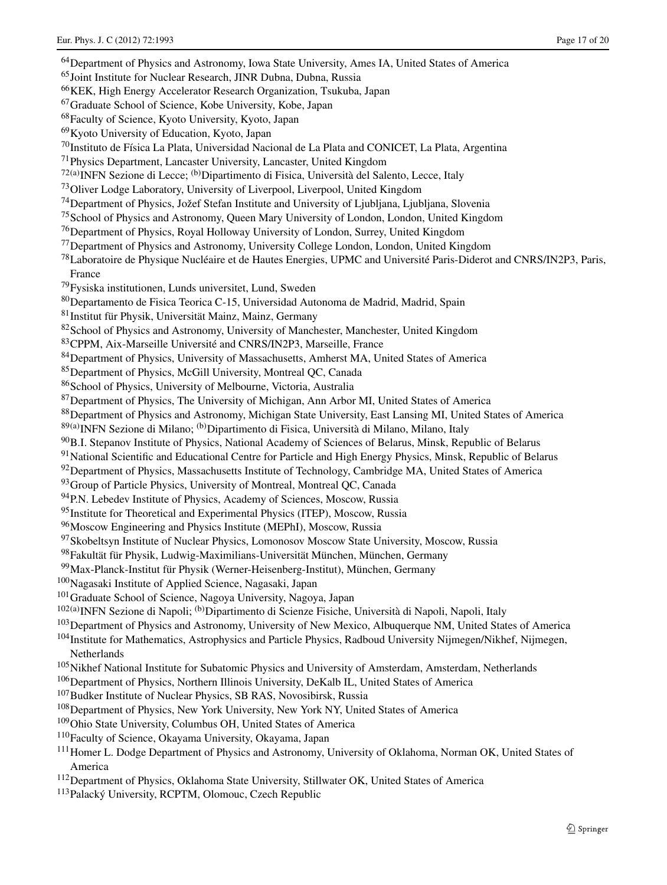[64]Department of Physics and Astronomy, Iowa State University, Ames IA, United States of America
[65]Joint Institute for Nuclear Research, JINR Dubna, Dubna, Russia
[66]KEK, High Energy Accelerator Research Organization, Tsukuba, Japan
[67]Graduate School of Science, Kobe University, Kobe, Japan
[68]Faculty of Science, Kyoto University, Kyoto, Japan
[69]Kyoto University of Education, Kyoto, Japan
[70]Instituto de Física La Plata, Universidad Nacional de La Plata and CONICET, La Plata, Argentina
[71]Physics Department, Lancaster University, Lancaster, United Kingdom
[72(a)]INFN Sezione di Lecce; [(b)]Dipartimento di Fisica, Università del Salento, Lecce, Italy
[73]Oliver Lodge Laboratory, University of Liverpool, Liverpool, United Kingdom
[74]Department of Physics, Jožef Stefan Institute and University of Ljubljana, Ljubljana, Slovenia
[75]School of Physics and Astronomy, Queen Mary University of London, London, United Kingdom
[76]Department of Physics, Royal Holloway University of London, Surrey, United Kingdom
[77]Department of Physics and Astronomy, University College London, London, United Kingdom
[78]Laboratoire de Physique Nucléaire et de Hautes Energies, UPMC and Université Paris-Diderot and CNRS/IN2P3, Paris, France
[79]Fysiska institutionen, Lunds universitet, Lund, Sweden
[80]Departamento de Fisica Teorica C-15, Universidad Autonoma de Madrid, Madrid, Spain
[81]Institut für Physik, Universität Mainz, Mainz, Germany
[82]School of Physics and Astronomy, University of Manchester, Manchester, United Kingdom
[83]CPPM, Aix-Marseille Université and CNRS/IN2P3, Marseille, France
[84]Department of Physics, University of Massachusetts, Amherst MA, United States of America
[85]Department of Physics, McGill University, Montreal QC, Canada
[86]School of Physics, University of Melbourne, Victoria, Australia
[87]Department of Physics, The University of Michigan, Ann Arbor MI, United States of America
[88]Department of Physics and Astronomy, Michigan State University, East Lansing MI, United States of America
[89(a)]INFN Sezione di Milano; [(b)]Dipartimento di Fisica, Università di Milano, Milano, Italy
[90]B.I. Stepanov Institute of Physics, National Academy of Sciences of Belarus, Minsk, Republic of Belarus
[91]National Scientific and Educational Centre for Particle and High Energy Physics, Minsk, Republic of Belarus
[92]Department of Physics, Massachusetts Institute of Technology, Cambridge MA, United States of America
[93]Group of Particle Physics, University of Montreal, Montreal QC, Canada
[94]P.N. Lebedev Institute of Physics, Academy of Sciences, Moscow, Russia
[95]Institute for Theoretical and Experimental Physics (ITEP), Moscow, Russia
[96]Moscow Engineering and Physics Institute (MEPhI), Moscow, Russia
[97]Skobeltsyn Institute of Nuclear Physics, Lomonosov Moscow State University, Moscow, Russia
[98]Fakultät für Physik, Ludwig-Maximilians-Universität München, München, Germany
[99]Max-Planck-Institut für Physik (Werner-Heisenberg-Institut), München, Germany
[100]Nagasaki Institute of Applied Science, Nagasaki, Japan
[101]Graduate School of Science, Nagoya University, Nagoya, Japan
[102(a)]INFN Sezione di Napoli; [(b)]Dipartimento di Scienze Fisiche, Università di Napoli, Napoli, Italy
[103]Department of Physics and Astronomy, University of New Mexico, Albuquerque NM, United States of America
[104]Institute for Mathematics, Astrophysics and Particle Physics, Radboud University Nijmegen/Nikhef, Nijmegen, Netherlands
[105]Nikhef National Institute for Subatomic Physics and University of Amsterdam, Amsterdam, Netherlands
[106]Department of Physics, Northern Illinois University, DeKalb IL, United States of America
[107]Budker Institute of Nuclear Physics, SB RAS, Novosibirsk, Russia
[108]Department of Physics, New York University, New York NY, United States of America
[109]Ohio State University, Columbus OH, United States of America
[110]Faculty of Science, Okayama University, Okayama, Japan
[111]Homer L. Dodge Department of Physics and Astronomy, University of Oklahoma, Norman OK, United States of America
[112]Department of Physics, Oklahoma State University, Stillwater OK, United States of America
[113]Palacký University, RCPTM, Olomouc, Czech Republic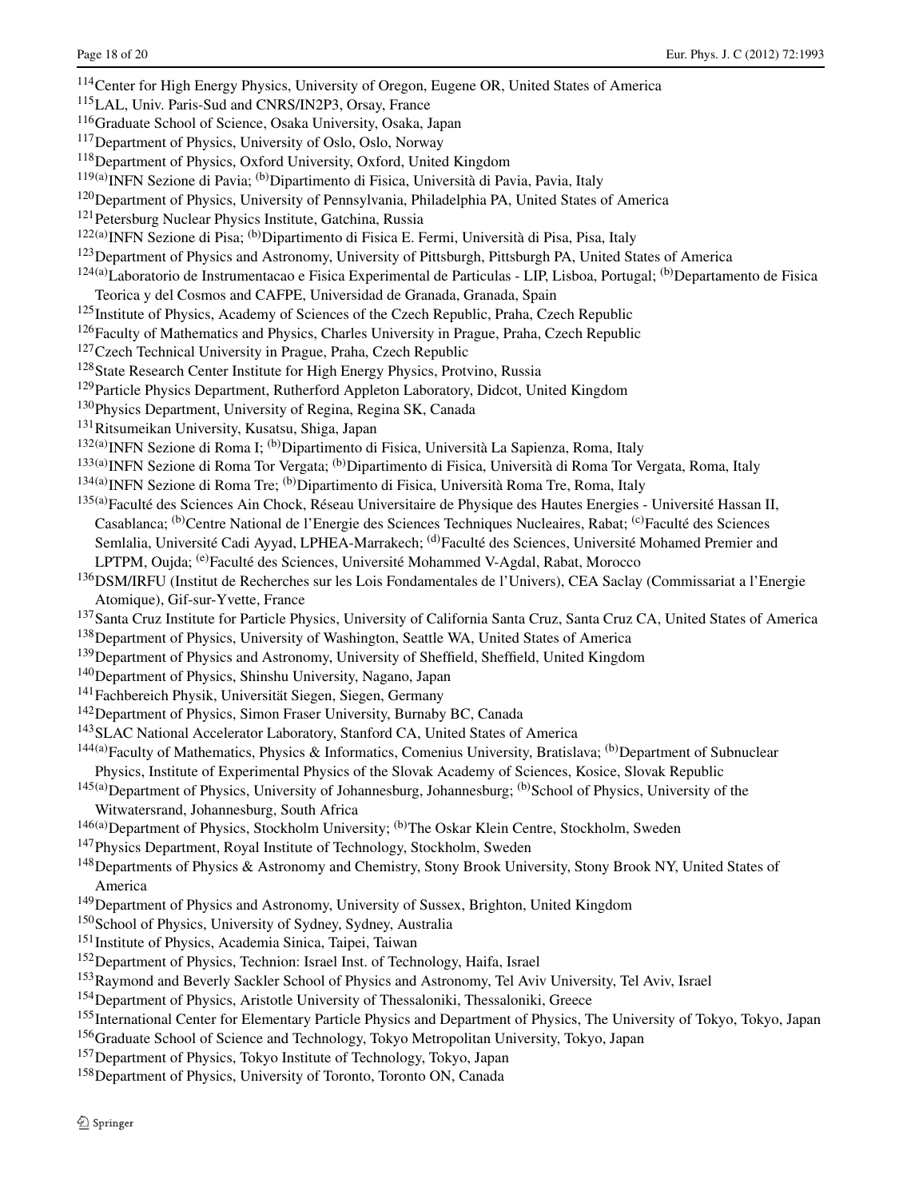[114] Center for High Energy Physics, University of Oregon, Eugene OR, United States of America
[115] LAL, Univ. Paris-Sud and CNRS/IN2P3, Orsay, France
[116] Graduate School of Science, Osaka University, Osaka, Japan
[117] Department of Physics, University of Oslo, Oslo, Norway
[118] Department of Physics, Oxford University, Oxford, United Kingdom
[119(a)] INFN Sezione di Pavia; [(b)] Dipartimento di Fisica, Università di Pavia, Pavia, Italy
[120] Department of Physics, University of Pennsylvania, Philadelphia PA, United States of America
[121] Petersburg Nuclear Physics Institute, Gatchina, Russia
[122(a)] INFN Sezione di Pisa; [(b)] Dipartimento di Fisica E. Fermi, Università di Pisa, Pisa, Italy
[123] Department of Physics and Astronomy, University of Pittsburgh, Pittsburgh PA, United States of America
[124(a)] Laboratorio de Instrumentacao e Fisica Experimental de Particulas - LIP, Lisboa, Portugal; [(b)] Departamento de Fisica Teorica y del Cosmos and CAFPE, Universidad de Granada, Granada, Spain
[125] Institute of Physics, Academy of Sciences of the Czech Republic, Praha, Czech Republic
[126] Faculty of Mathematics and Physics, Charles University in Prague, Praha, Czech Republic
[127] Czech Technical University in Prague, Praha, Czech Republic
[128] State Research Center Institute for High Energy Physics, Protvino, Russia
[129] Particle Physics Department, Rutherford Appleton Laboratory, Didcot, United Kingdom
[130] Physics Department, University of Regina, Regina SK, Canada
[131] Ritsumeikan University, Kusatsu, Shiga, Japan
[132(a)] INFN Sezione di Roma I; [(b)] Dipartimento di Fisica, Università La Sapienza, Roma, Italy
[133(a)] INFN Sezione di Roma Tor Vergata; [(b)] Dipartimento di Fisica, Università di Roma Tor Vergata, Roma, Italy
[134(a)] INFN Sezione di Roma Tre; [(b)] Dipartimento di Fisica, Università Roma Tre, Roma, Italy
[135(a)] Faculté des Sciences Ain Chock, Réseau Universitaire de Physique des Hautes Energies - Université Hassan II, Casablanca; [(b)] Centre National de l'Energie des Sciences Techniques Nucleaires, Rabat; [(c)] Faculté des Sciences Semlalia, Université Cadi Ayyad, LPHEA-Marrakech; [(d)] Faculté des Sciences, Université Mohamed Premier and LPTPM, Oujda; [(e)] Faculté des Sciences, Université Mohammed V-Agdal, Rabat, Morocco
[136] DSM/IRFU (Institut de Recherches sur les Lois Fondamentales de l'Univers), CEA Saclay (Commissariat a l'Energie Atomique), Gif-sur-Yvette, France
[137] Santa Cruz Institute for Particle Physics, University of California Santa Cruz, Santa Cruz CA, United States of America
[138] Department of Physics, University of Washington, Seattle WA, United States of America
[139] Department of Physics and Astronomy, University of Sheffield, Sheffield, United Kingdom
[140] Department of Physics, Shinshu University, Nagano, Japan
[141] Fachbereich Physik, Universität Siegen, Siegen, Germany
[142] Department of Physics, Simon Fraser University, Burnaby BC, Canada
[143] SLAC National Accelerator Laboratory, Stanford CA, United States of America
[144(a)] Faculty of Mathematics, Physics & Informatics, Comenius University, Bratislava; [(b)] Department of Subnuclear Physics, Institute of Experimental Physics of the Slovak Academy of Sciences, Kosice, Slovak Republic
[145(a)] Department of Physics, University of Johannesburg, Johannesburg; [(b)] School of Physics, University of the Witwatersrand, Johannesburg, South Africa
[146(a)] Department of Physics, Stockholm University; [(b)] The Oskar Klein Centre, Stockholm, Sweden
[147] Physics Department, Royal Institute of Technology, Stockholm, Sweden
[148] Departments of Physics & Astronomy and Chemistry, Stony Brook University, Stony Brook NY, United States of America
[149] Department of Physics and Astronomy, University of Sussex, Brighton, United Kingdom
[150] School of Physics, University of Sydney, Sydney, Australia
[151] Institute of Physics, Academia Sinica, Taipei, Taiwan
[152] Department of Physics, Technion: Israel Inst. of Technology, Haifa, Israel
[153] Raymond and Beverly Sackler School of Physics and Astronomy, Tel Aviv University, Tel Aviv, Israel
[154] Department of Physics, Aristotle University of Thessaloniki, Thessaloniki, Greece
[155] International Center for Elementary Particle Physics and Department of Physics, The University of Tokyo, Tokyo, Japan
[156] Graduate School of Science and Technology, Tokyo Metropolitan University, Tokyo, Japan
[157] Department of Physics, Tokyo Institute of Technology, Tokyo, Japan
[158] Department of Physics, University of Toronto, Toronto ON, Canada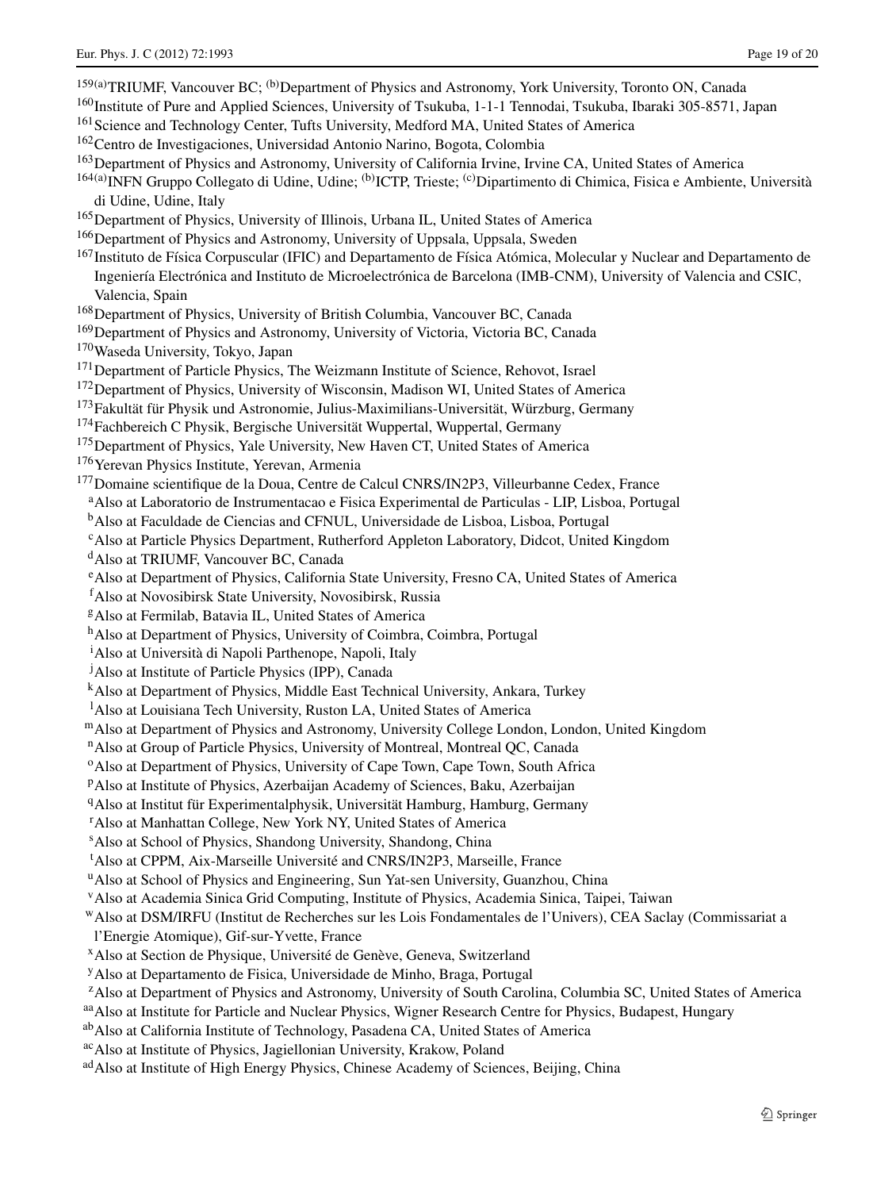[159(a)]TRIUMF, Vancouver BC; [(b)]Department of Physics and Astronomy, York University, Toronto ON, Canada
[160]Institute of Pure and Applied Sciences, University of Tsukuba, 1-1-1 Tennodai, Tsukuba, Ibaraki 305-8571, Japan
[161]Science and Technology Center, Tufts University, Medford MA, United States of America
[162]Centro de Investigaciones, Universidad Antonio Narino, Bogota, Colombia
[163]Department of Physics and Astronomy, University of California Irvine, Irvine CA, United States of America
[164(a)]INFN Gruppo Collegato di Udine, Udine; [(b)]ICTP, Trieste; [(c)]Dipartimento di Chimica, Fisica e Ambiente, Università di Udine, Udine, Italy
[165]Department of Physics, University of Illinois, Urbana IL, United States of America
[166]Department of Physics and Astronomy, University of Uppsala, Uppsala, Sweden
[167]Instituto de Física Corpuscular (IFIC) and Departamento de Física Atómica, Molecular y Nuclear and Departamento de Ingeniería Electrónica and Instituto de Microelectrónica de Barcelona (IMB-CNM), University of Valencia and CSIC, Valencia, Spain
[168]Department of Physics, University of British Columbia, Vancouver BC, Canada
[169]Department of Physics and Astronomy, University of Victoria, Victoria BC, Canada
[170]Waseda University, Tokyo, Japan
[171]Department of Particle Physics, The Weizmann Institute of Science, Rehovot, Israel
[172]Department of Physics, University of Wisconsin, Madison WI, United States of America
[173]Fakultät für Physik und Astronomie, Julius-Maximilians-Universität, Würzburg, Germany
[174]Fachbereich C Physik, Bergische Universität Wuppertal, Wuppertal, Germany
[175]Department of Physics, Yale University, New Haven CT, United States of America
[176]Yerevan Physics Institute, Yerevan, Armenia
[177]Domaine scientifique de la Doua, Centre de Calcul CNRS/IN2P3, Villeurbanne Cedex, France
[a]Also at Laboratorio de Instrumentacao e Fisica Experimental de Particulas - LIP, Lisboa, Portugal
[b]Also at Faculdade de Ciencias and CFNUL, Universidade de Lisboa, Lisboa, Portugal
[c]Also at Particle Physics Department, Rutherford Appleton Laboratory, Didcot, United Kingdom
[d]Also at TRIUMF, Vancouver BC, Canada
[e]Also at Department of Physics, California State University, Fresno CA, United States of America
[f]Also at Novosibirsk State University, Novosibirsk, Russia
[g]Also at Fermilab, Batavia IL, United States of America
[h]Also at Department of Physics, University of Coimbra, Coimbra, Portugal
[i]Also at Università di Napoli Parthenope, Napoli, Italy
[j]Also at Institute of Particle Physics (IPP), Canada
[k]Also at Department of Physics, Middle East Technical University, Ankara, Turkey
[l]Also at Louisiana Tech University, Ruston LA, United States of America
[m]Also at Department of Physics and Astronomy, University College London, London, United Kingdom
[n]Also at Group of Particle Physics, University of Montreal, Montreal QC, Canada
[o]Also at Department of Physics, University of Cape Town, Cape Town, South Africa
[p]Also at Institute of Physics, Azerbaijan Academy of Sciences, Baku, Azerbaijan
[q]Also at Institut für Experimentalphysik, Universität Hamburg, Hamburg, Germany
[r]Also at Manhattan College, New York NY, United States of America
[s]Also at School of Physics, Shandong University, Shandong, China
[t]Also at CPPM, Aix-Marseille Université and CNRS/IN2P3, Marseille, France
[u]Also at School of Physics and Engineering, Sun Yat-sen University, Guanzhou, China
[v]Also at Academia Sinica Grid Computing, Institute of Physics, Academia Sinica, Taipei, Taiwan
[w]Also at DSM/IRFU (Institut de Recherches sur les Lois Fondamentales de l'Univers), CEA Saclay (Commissariat a l'Energie Atomique), Gif-sur-Yvette, France
[x]Also at Section de Physique, Université de Genève, Geneva, Switzerland
[y]Also at Departamento de Fisica, Universidade de Minho, Braga, Portugal
[z]Also at Department of Physics and Astronomy, University of South Carolina, Columbia SC, United States of America
[aa]Also at Institute for Particle and Nuclear Physics, Wigner Research Centre for Physics, Budapest, Hungary
[ab]Also at California Institute of Technology, Pasadena CA, United States of America
[ac]Also at Institute of Physics, Jagiellonian University, Krakow, Poland
[ad]Also at Institute of High Energy Physics, Chinese Academy of Sciences, Beijing, China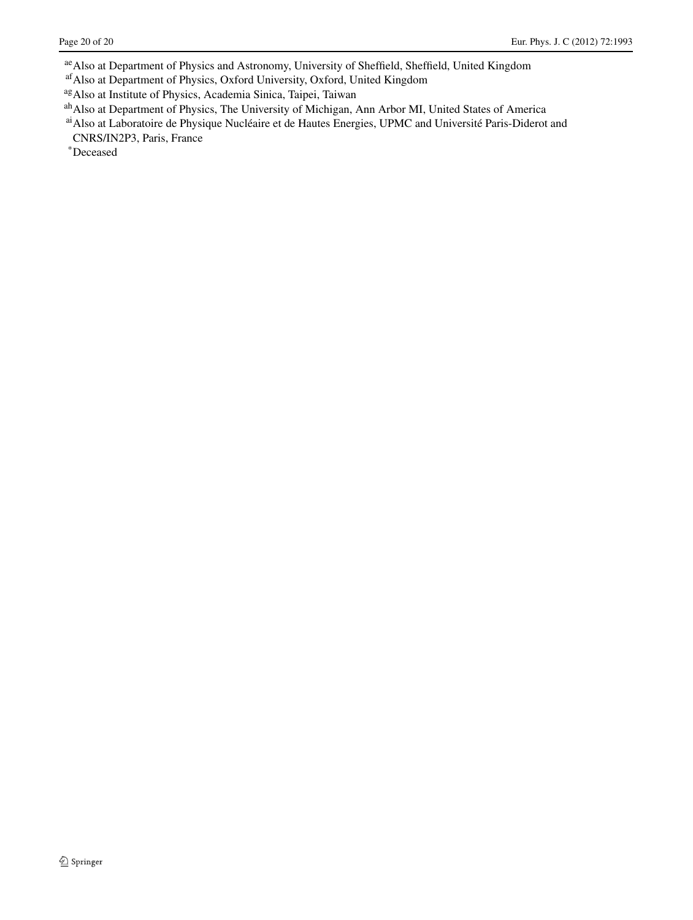[ae]Also at Department of Physics and Astronomy, University of Sheffield, Sheffield, United Kingdom

[af]Also at Department of Physics, Oxford University, Oxford, United Kingdom

[ag]Also at Institute of Physics, Academia Sinica, Taipei, Taiwan

[ah]Also at Department of Physics, The University of Michigan, Ann Arbor MI, United States of America

[ai]Also at Laboratoire de Physique Nucléaire et de Hautes Energies, UPMC and Université Paris-Diderot and CNRS/IN2P3, Paris, France

[*]Deceased